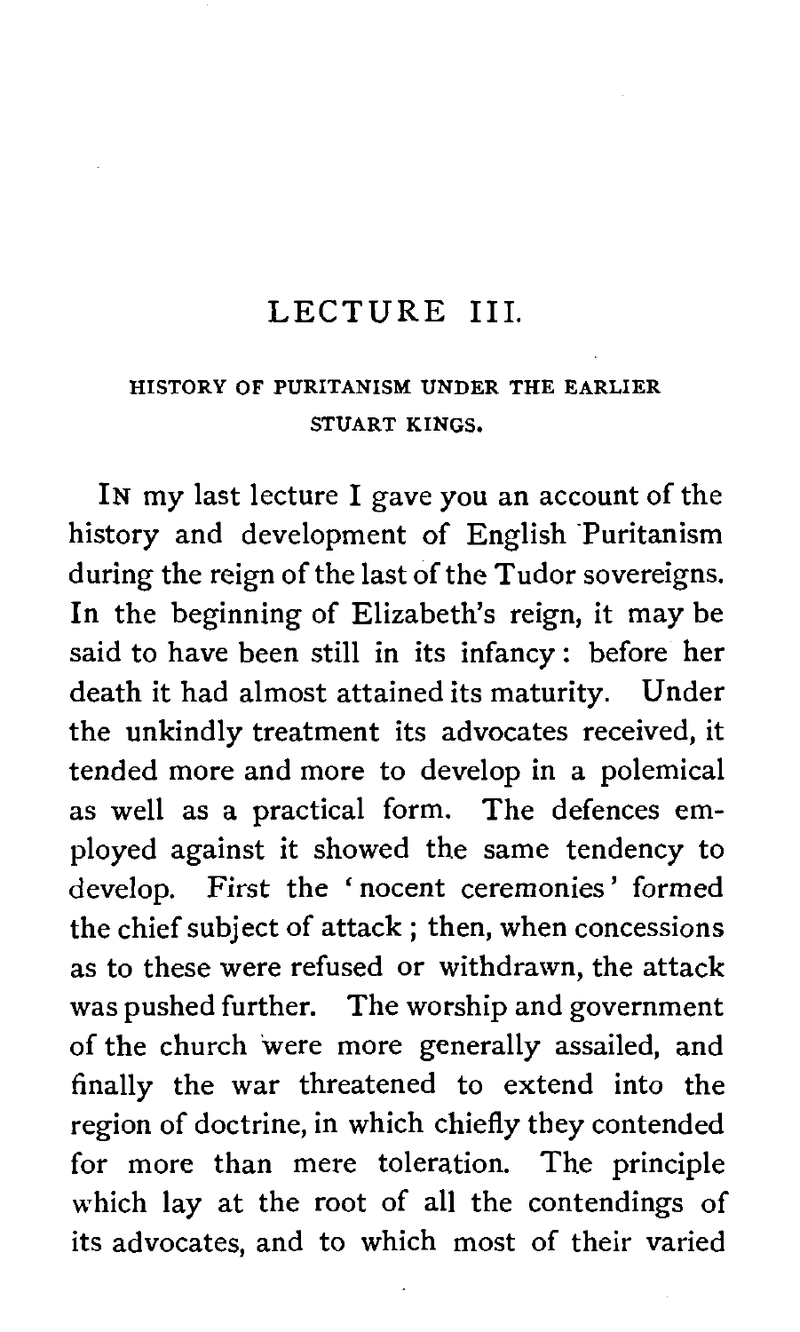# LECTURE III.

## HISTORY OF PURITANISM UNDER THE EARLIER STUART KINGS.

IN my last lecture I gave you an account of the history and development of English Puritanism during the reign of the last of the Tudor sovereigns. In the beginning of Elizabeth's reign, it may be said to have been still in its infancy: before her death it had almost attained its maturity. Under the unkindly treatment its advocates received, it tended more and more to develop in a polemical as well as a practical form. The defences employed against it showed the same tendency to develop. First the 'nocent ceremonies' formed the chief subject of attack; then, when concessions as to these were refused or withdrawn, the attack was pushed further. The worship and government of the church were more generally assailed, and finally the war threatened to extend into the region of doctrine, in which chiefly they contended for more than mere toleration. The principle which lay at the root of all the contendings of its advocates, and to which most of their varied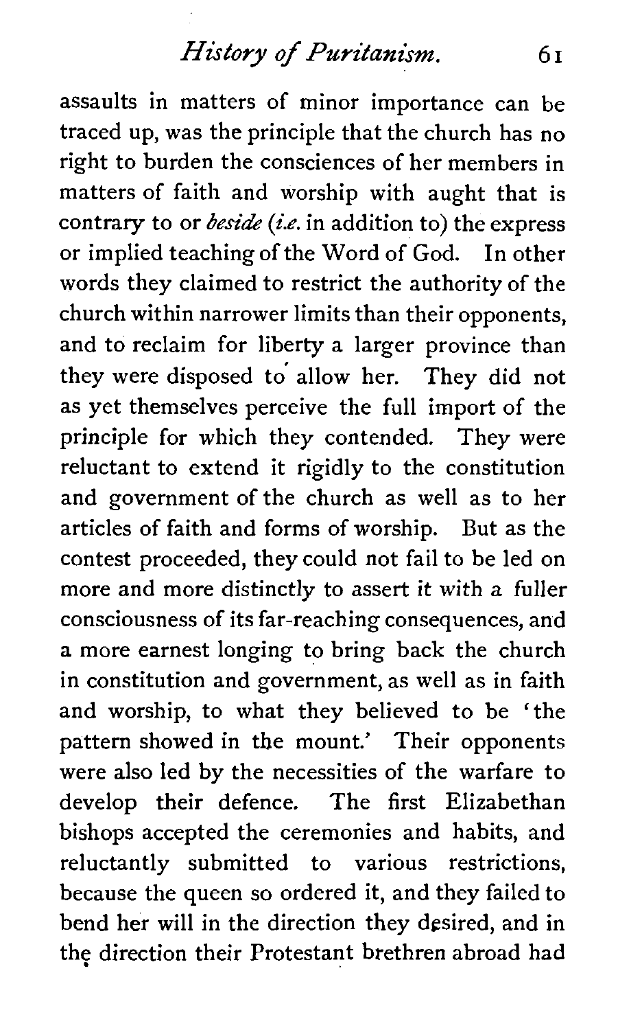assaults in matters of minor importance can be traced up, was the principle that the church has no right to burden the consciences of her members in matters of faith and worship with aught that is contrary to or *beside* (*i.e.* in addition to) the express or implied teaching of the Word of God. In other words they claimed to restrict the authority of the church within narrower limits than their opponents, and to reclaim for liberty a larger province than they were disposed to allow her. They did not as yet themselves perceive the full import of the principle for which they contended. They were reluctant to extend it rigidly to the constitution and government of the church as well as to her articles of faith and forms of worship. But as the contest proceeded, they could not fail to be led on more and more distinctly to assert it with a fuller consciousness of its far-reaching consequences, and a more earnest longing to bring back the church in constitution and government, as well as in faith and worship, to what they believed to be 'the pattern showed in the mount.' Their opponents were also led by the necessities of the warfare to develop their defence. The first Elizabethan bishops accepted the ceremonies and habits, and reluctantly submitted to various restrictions, because the queen so ordered it, and they failed to bend her will in the direction they desired, and in the direction their Protestant brethren abroad had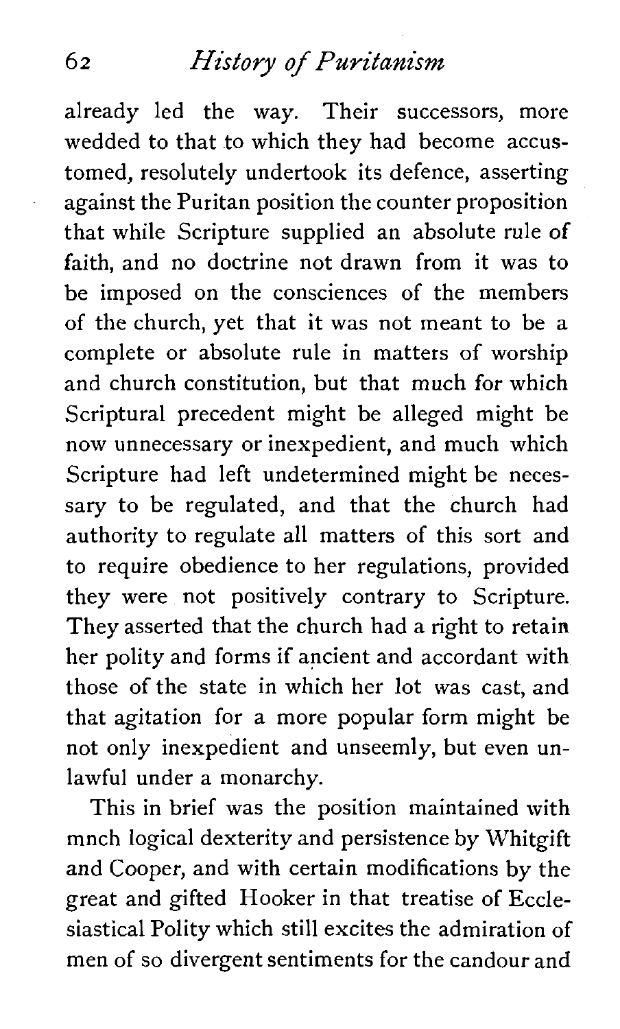already led the way. Their successors, more wedded to that to which they had become accustomed, resolutely undertook its defence, asserting against the Puritan position the counter proposition that while Scripture supplied an absolute rule of faith, and no doctrine not drawn from it was to be imposed on the consciences of the members of the church, yet that it was not meant to be a complete or absolute rule in matters of worship and church constitution, but that much for which Scriptural precedent might be alleged might be now unnecessary or inexpedient, and much which Scripture had left undetermined might be necessary to be regulated, and that the church had authority to regulate all matters of this sort and to require obedience to her regulations, provided they were not positively contrary to Scripture. They asserted that the church had a right to retain her polity and forms if ancient and accordant with those of the state in which her lot was cast, and that agitation for a more popular form might be not only inexpedient and unseemly, but even unlawful under a monarchy.

This in brief was the position maintained with mnch logical dexterity and persistence by Whitgift and Cooper, and with certain modifications by the great and gifted Hooker in that treatise of Ecclesiastical Polity which still excites the admiration of men of so divergent sentiments for the candour and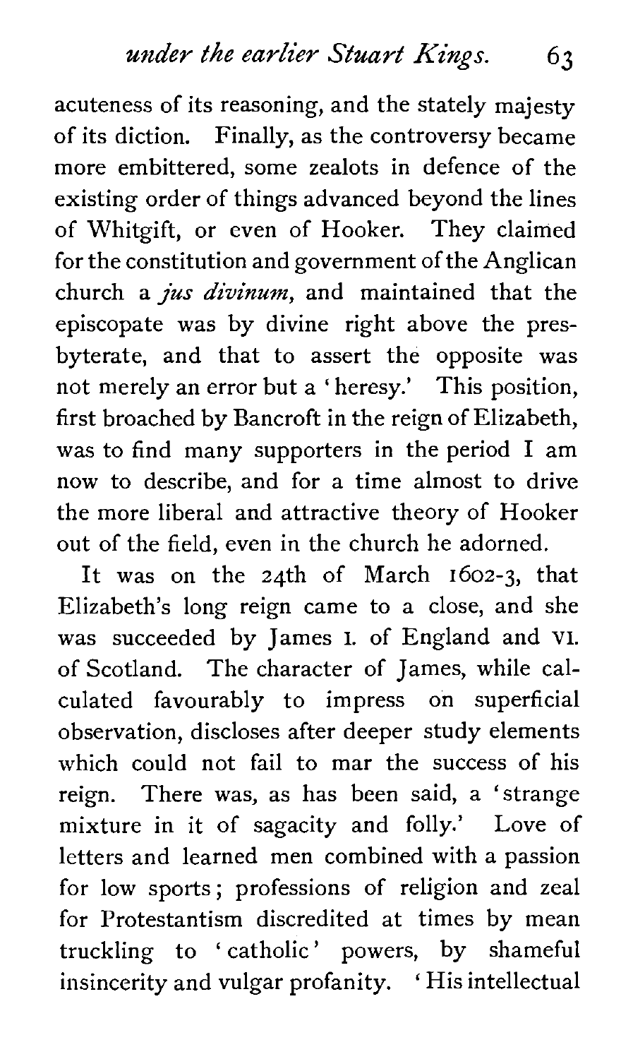acuteness of its reasoning, and the stately majesty of its diction. Finally, as the controversy became more embittered, some zealots in defence of the existing order of things advanced beyond the lines of Whitgift, or even of Hooker. They claimed for the constitution and government of the Anglican church a *jus divinum*, and maintained that the episcopate was by divine right above the presbyterate, and that to assert the opposite was not merely an error but a 'heresy.' This position, first broached by Bancroft in the reign of Elizabeth, was to find many supporters in the period I am now to describe, and for a time almost to drive the more liberal and attractive theory of Hooker out of the field, even in the church he adorned.

It was on the 24th of March 1602-3, that Elizabeth's long reign came to a close, and she was succeeded by James I. of England and VI. of Scotland. The character of James, while calculated favourably to impress on superficial observation, discloses after deeper study elements which could not fail to mar the success of his reign. There was, as has been said, a 'strange mixture in it of sagacity and folly.' Love of letters and learned men combined with a passion for low sports; professions of religion and zeal for Protestantism discredited at times by mean truckling to 'catholic' powers, by shameful insincerity and vulgar profanity. 'His intellectual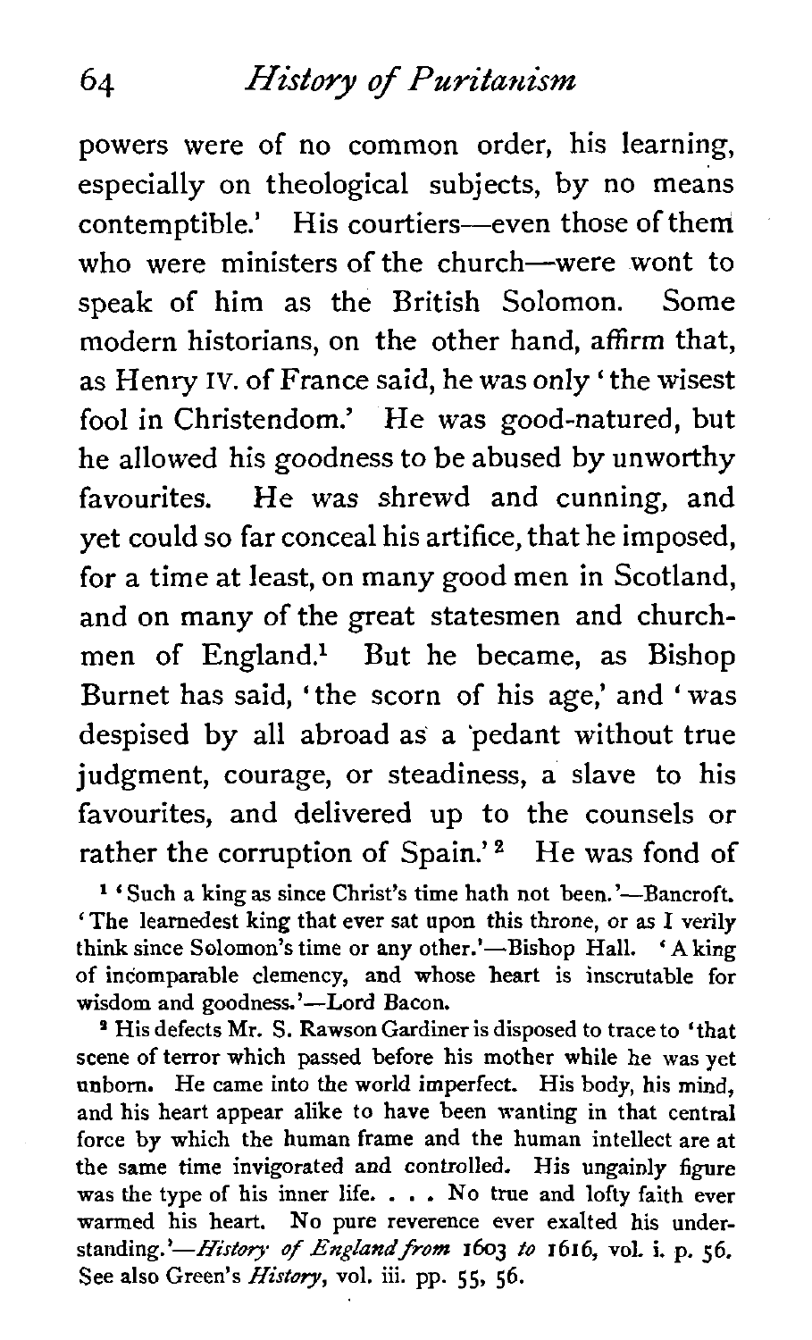powers were of no common order, his learning, especially on theological subjects, by no means contemptible.' His courtiers—even those of them who were ministers of the church—were wont to speak of him as the British Solomon. Some modern historians, on the other hand, affirm that, as Henry IV. of France said, he was only 'the wisest fool in Christendom.' He was good-natured, but he allowed his goodness to be abused by unworthy favourites. He was shrewd and cunning, and yet could so far conceal his artifice, that he imposed, for a time at least, on many good men in Scotland, and on many of the great statesmen and churchmen of England.[1] But he became, as Bishop Burnet has said, 'the scorn of his age,' and 'was despised by all abroad as a pedant without true judgment, courage, or steadiness, a slave to his favourites, and delivered up to the counsels or rather the corruption of Spain.'[2] He was fond of

[1] 'Such a king as since Christ's time hath not been.'—Bancroft. 'The learnedest king that ever sat upon this throne, or as I verily think since Solomon's time or any other.'—Bishop Hall. 'A king of incomparable clemency, and whose heart is inscrutable for wisdom and goodness.'—Lord Bacon.

[2] His defects Mr. S. Rawson Gardiner is disposed to trace to 'that scene of terror which passed before his mother while he was yet unborn. He came into the world imperfect. His body, his mind, and his heart appear alike to have been wanting in that central force by which the human frame and the human intellect are at the same time invigorated and controlled. His ungainly figure was the type of his inner life. . . . No true and lofty faith ever warmed his heart. No pure reverence ever exalted his understanding.'—*History of England from* 1603 *to* 1616, vol. i. p. 56. See also Green's *History*, vol. iii. pp. 55, 56.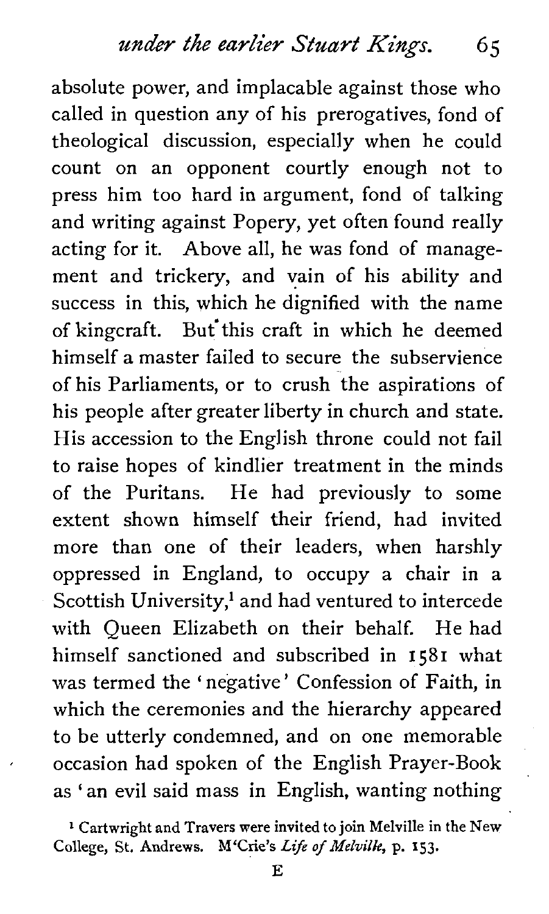absolute power, and implacable against those who called in question any of his prerogatives, fond of theological discussion, especially when he could count on an opponent courtly enough not to press him too hard in argument, fond of talking and writing against Popery, yet often found really acting for it. Above all, he was fond of management and trickery, and vain of his ability and success in this, which he dignified with the name of kingcraft. But this craft in which he deemed himself a master failed to secure the subservience of his Parliaments, or to crush the aspirations of his people after greater liberty in church and state. His accession to the English throne could not fail to raise hopes of kindlier treatment in the minds of the Puritans. He had previously to some extent shown himself their friend, had invited more than one of their leaders, when harshly oppressed in England, to occupy a chair in a Scottish University,[1] and had ventured to intercede with Queen Elizabeth on their behalf. He had himself sanctioned and subscribed in 1581 what was termed the 'negative' Confession of Faith, in which the ceremonies and the hierarchy appeared to be utterly condemned, and on one memorable occasion had spoken of the English Prayer-Book as 'an evil said mass in English, wanting nothing

[1] Cartwright and Travers were invited to join Melville in the New College, St. Andrews. M'Crie's *Life of Melville*, p. 153.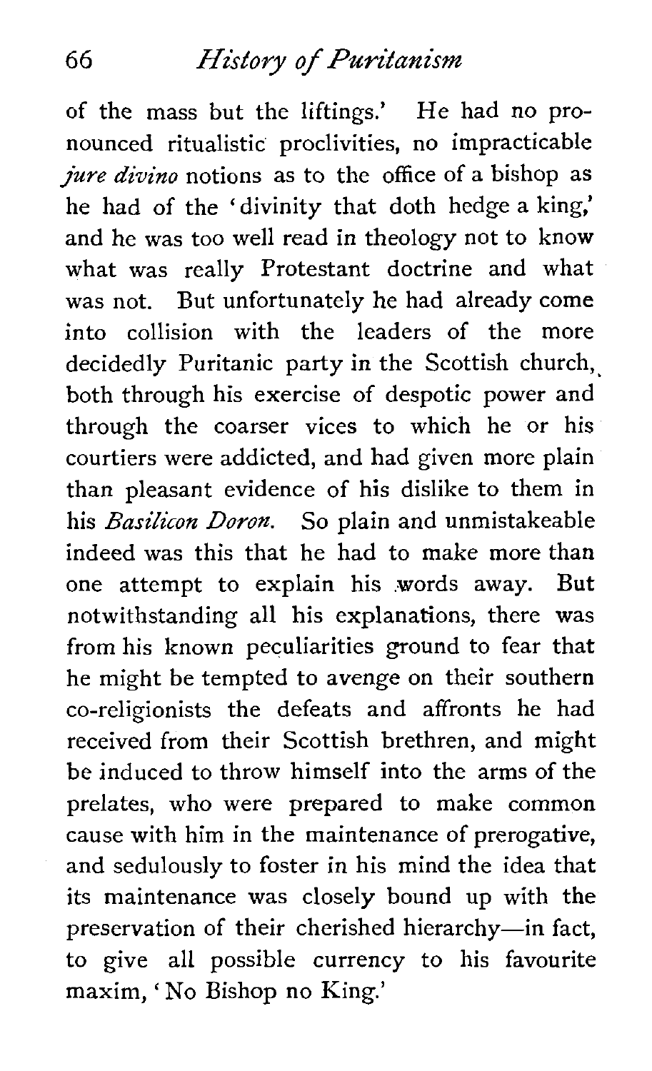of the mass but the liftings.' He had no pronounced ritualistic proclivities, no impracticable *jure divino* notions as to the office of a bishop as he had of the 'divinity that doth hedge a king,' and he was too well read in theology not to know what was really Protestant doctrine and what was not. But unfortunately he had already come into collision with the leaders of the more decidedly Puritanic party in the Scottish church, both through his exercise of despotic power and through the coarser vices to which he or his courtiers were addicted, and had given more plain than pleasant evidence of his dislike to them in his *Basilicon Doron*. So plain and unmistakeable indeed was this that he had to make more than one attempt to explain his words away. But notwithstanding all his explanations, there was from his known peculiarities ground to fear that he might be tempted to avenge on their southern co-religionists the defeats and affronts he had received from their Scottish brethren, and might be induced to throw himself into the arms of the prelates, who were prepared to make common cause with him in the maintenance of prerogative, and sedulously to foster in his mind the idea that its maintenance was closely bound up with the preservation of their cherished hierarchy—in fact, to give all possible currency to his favourite maxim, 'No Bishop no King.'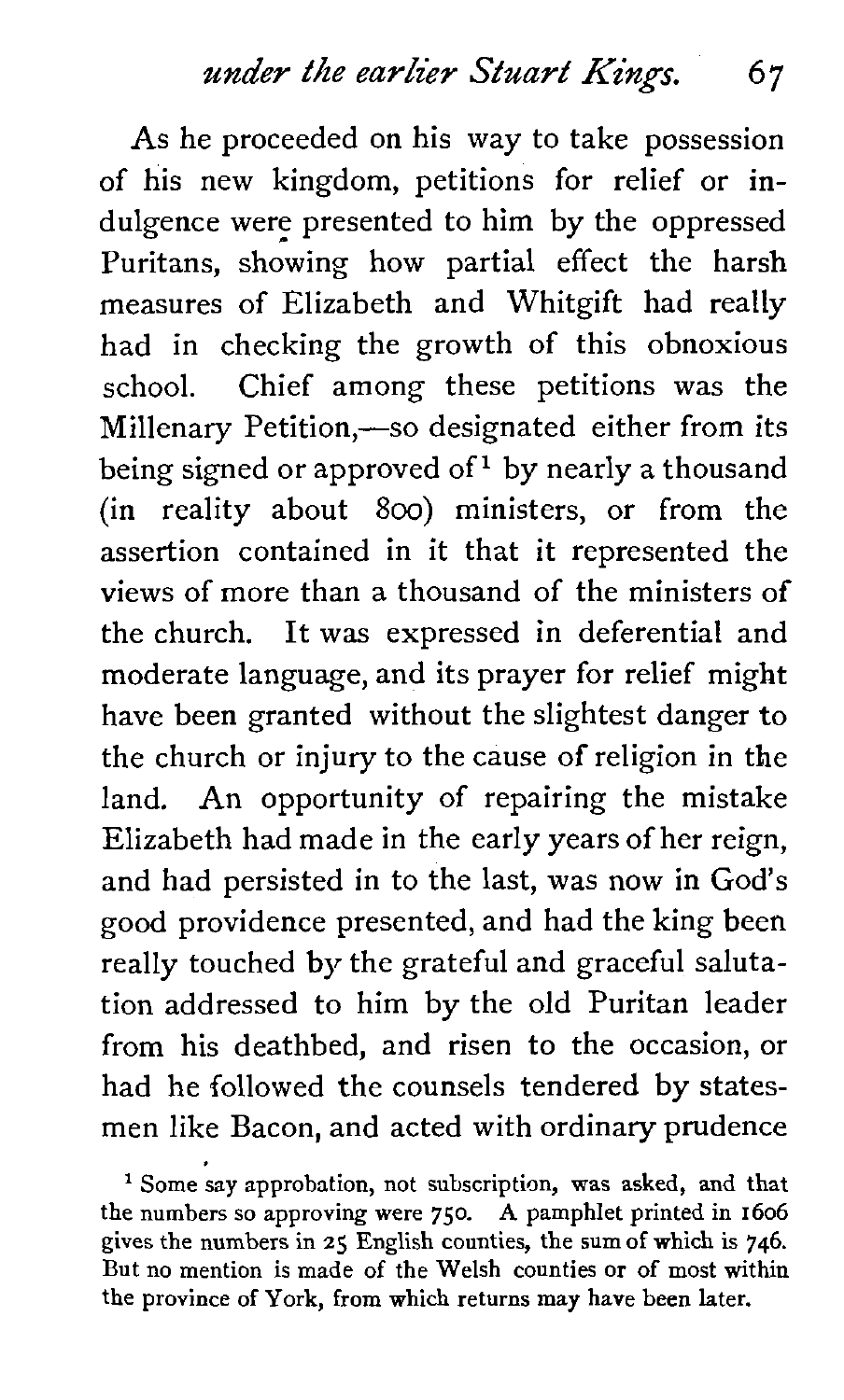As he proceeded on his way to take possession of his new kingdom, petitions for relief or indulgence were presented to him by the oppressed Puritans, showing how partial effect the harsh measures of Elizabeth and Whitgift had really had in checking the growth of this obnoxious school. Chief among these petitions was the Millenary Petition,—so designated either from its being signed or approved of[1] by nearly a thousand (in reality about 800) ministers, or from the assertion contained in it that it represented the views of more than a thousand of the ministers of the church. It was expressed in deferential and moderate language, and its prayer for relief might have been granted without the slightest danger to the church or injury to the cause of religion in the land. An opportunity of repairing the mistake Elizabeth had made in the early years of her reign, and had persisted in to the last, was now in God's good providence presented, and had the king been really touched by the grateful and graceful salutation addressed to him by the old Puritan leader from his deathbed, and risen to the occasion, or had he followed the counsels tendered by statesmen like Bacon, and acted with ordinary prudence

[1] Some say approbation, not subscription, was asked, and that the numbers so approving were 750. A pamphlet printed in 1606 gives the numbers in 25 English counties, the sum of which is 746. But no mention is made of the Welsh counties or of most within the province of York, from which returns may have been later.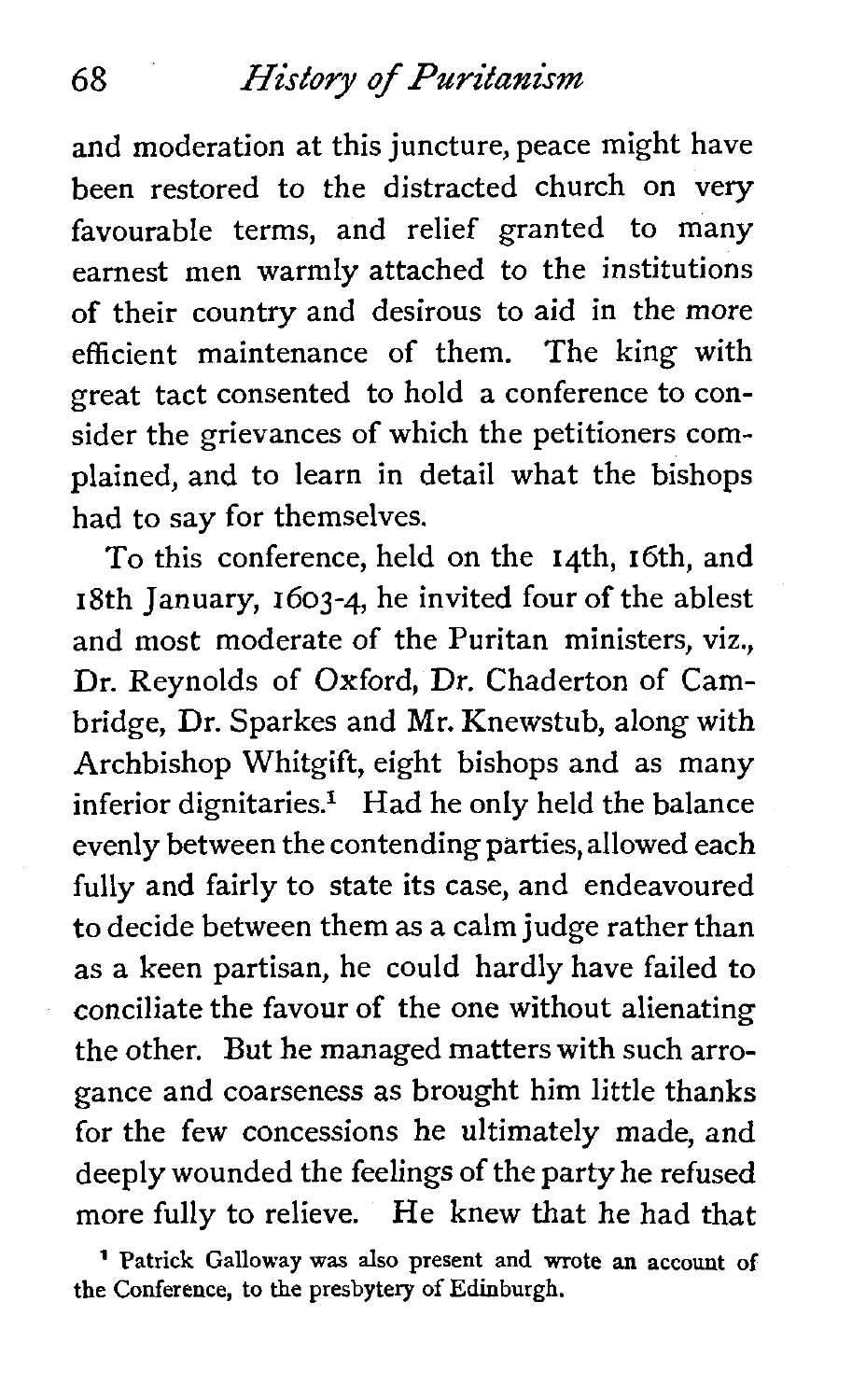and moderation at this juncture, peace might have been restored to the distracted church on very favourable terms, and relief granted to many earnest men warmly attached to the institutions of their country and desirous to aid in the more efficient maintenance of them. The king with great tact consented to hold a conference to consider the grievances of which the petitioners complained, and to learn in detail what the bishops had to say for themselves.

To this conference, held on the 14th, 16th, and 18th January, 1603-4, he invited four of the ablest and most moderate of the Puritan ministers, viz., Dr. Reynolds of Oxford, Dr. Chaderton of Cambridge, Dr. Sparkes and Mr. Knewstub, along with Archbishop Whitgift, eight bishops and as many inferior dignitaries.[1] Had he only held the balance evenly between the contending parties, allowed each fully and fairly to state its case, and endeavoured to decide between them as a calm judge rather than as a keen partisan, he could hardly have failed to conciliate the favour of the one without alienating the other. But he managed matters with such arrogance and coarseness as brought him little thanks for the few concessions he ultimately made, and deeply wounded the feelings of the party he refused more fully to relieve. He knew that he had that

[1] Patrick Galloway was also present and wrote an account of the Conference, to the presbytery of Edinburgh.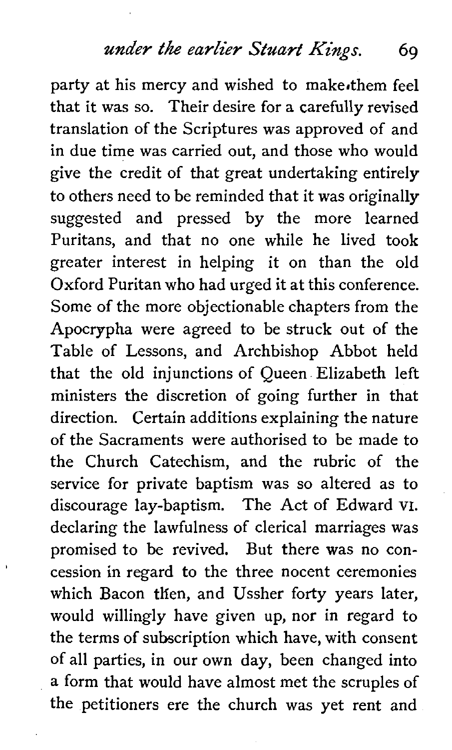party at his mercy and wished to make them feel that it was so. Their desire for a carefully revised translation of the Scriptures was approved of and in due time was carried out, and those who would give the credit of that great undertaking entirely to others need to be reminded that it was originally suggested and pressed by the more learned Puritans, and that no one while he lived took greater interest in helping it on than the old Oxford Puritan who had urged it at this conference. Some of the more objectionable chapters from the Apocrypha were agreed to be struck out of the Table of Lessons, and Archbishop Abbot held that the old injunctions of Queen Elizabeth left ministers the discretion of going further in that direction. Certain additions explaining the nature of the Sacraments were authorised to be made to the Church Catechism, and the rubric of the service for private baptism was so altered as to discourage lay-baptism. The Act of Edward VI. declaring the lawfulness of clerical marriages was promised to be revived. But there was no concession in regard to the three nocent ceremonies which Bacon then, and Ussher forty years later, would willingly have given up, nor in regard to the terms of subscription which have, with consent of all parties, in our own day, been changed into a form that would have almost met the scruples of the petitioners ere the church was yet rent and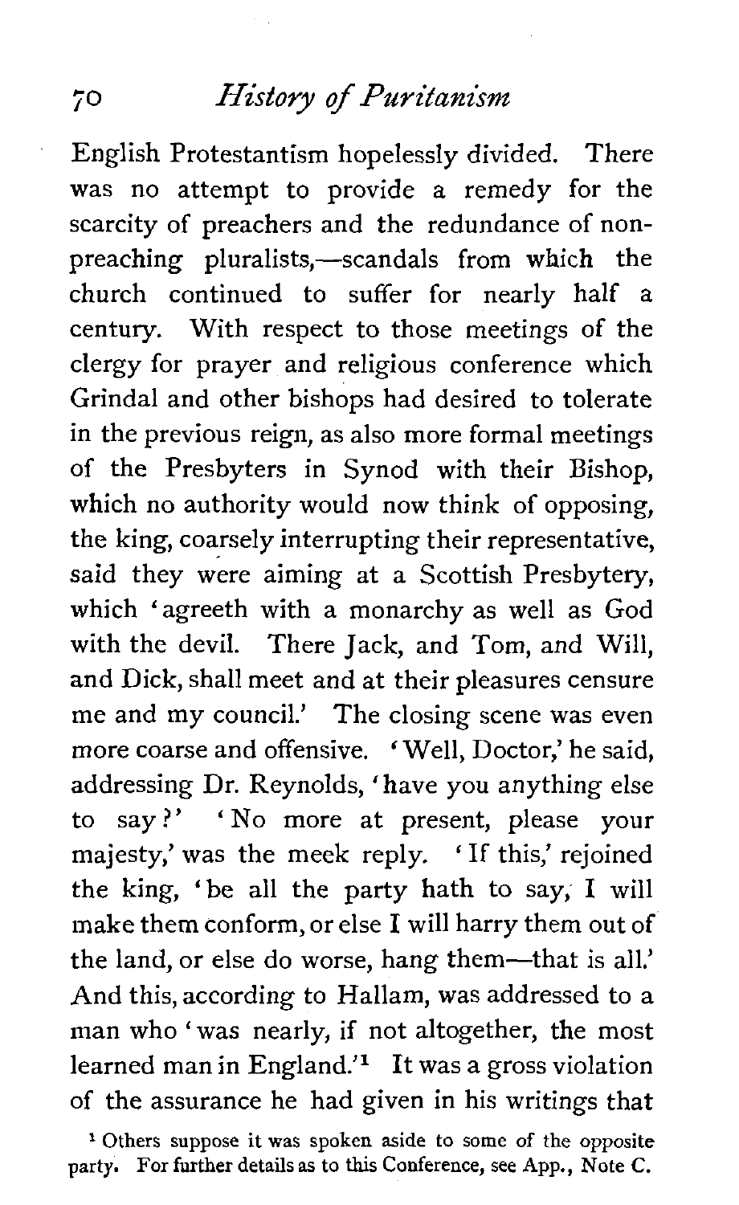English Protestantism hopelessly divided. There was no attempt to provide a remedy for the scarcity of preachers and the redundance of non-preaching pluralists,—scandals from which the church continued to suffer for nearly half a century. With respect to those meetings of the clergy for prayer and religious conference which Grindal and other bishops had desired to tolerate in the previous reign, as also more formal meetings of the Presbyters in Synod with their Bishop, which no authority would now think of opposing, the king, coarsely interrupting their representative, said they were aiming at a Scottish Presbytery, which 'agreeth with a monarchy as well as God with the devil. There Jack, and Tom, and Will, and Dick, shall meet and at their pleasures censure me and my council.' The closing scene was even more coarse and offensive. 'Well, Doctor,' he said, addressing Dr. Reynolds, 'have you anything else to say?' 'No more at present, please your majesty,' was the meek reply. 'If this,' rejoined the king, 'be all the party hath to say, I will make them conform, or else I will harry them out of the land, or else do worse, hang them—that is all.' And this, according to Hallam, was addressed to a man who 'was nearly, if not altogether, the most learned man in England.'[1] It was a gross violation of the assurance he had given in his writings that

[1] Others suppose it was spoken aside to some of the opposite party. For further details as to this Conference, see App., Note C.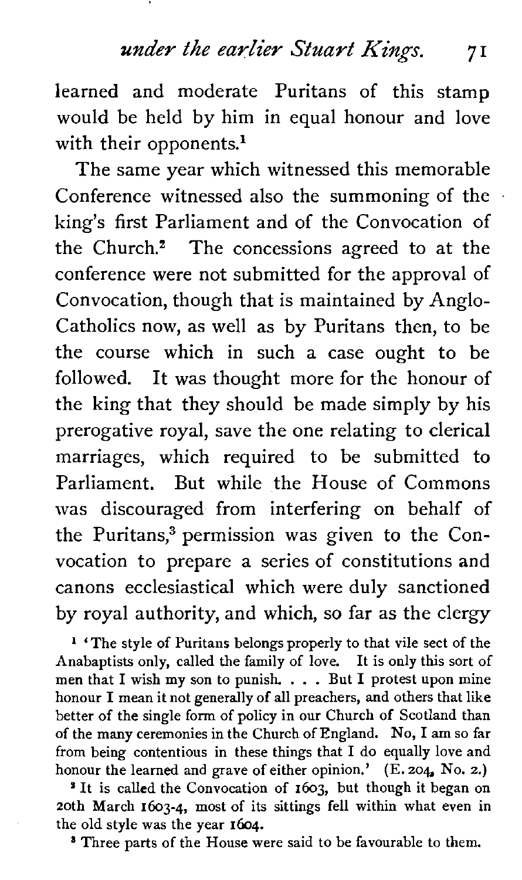learned and moderate Puritans of this stamp would be held by him in equal honour and love with their opponents.[1]

The same year which witnessed this memorable Conference witnessed also the summoning of the king's first Parliament and of the Convocation of the Church.[2] The concessions agreed to at the conference were not submitted for the approval of Convocation, though that is maintained by Anglo-Catholics now, as well as by Puritans then, to be the course which in such a case ought to be followed. It was thought more for the honour of the king that they should be made simply by his prerogative royal, save the one relating to clerical marriages, which required to be submitted to Parliament. But while the House of Commons was discouraged from interfering on behalf of the Puritans,[3] permission was given to the Convocation to prepare a series of constitutions and canons ecclesiastical which were duly sanctioned by royal authority, and which, so far as the clergy

[1] 'The style of Puritans belongs properly to that vile sect of the Anabaptists only, called the family of love. It is only this sort of men that I wish my son to punish. . . . But I protest upon mine honour I mean it not generally of all preachers, and others that like better of the single form of policy in our Church of Scotland than of the many ceremonies in the Church of England. No, I am so far from being contentious in these things that I do equally love and honour the learned and grave of either opinion.' (E. 204, No. 2.)

[2] It is called the Convocation of 1603, but though it began on 20th March 1603-4, most of its sittings fell within what even in the old style was the year 1604.

[3] Three parts of the House were said to be favourable to them.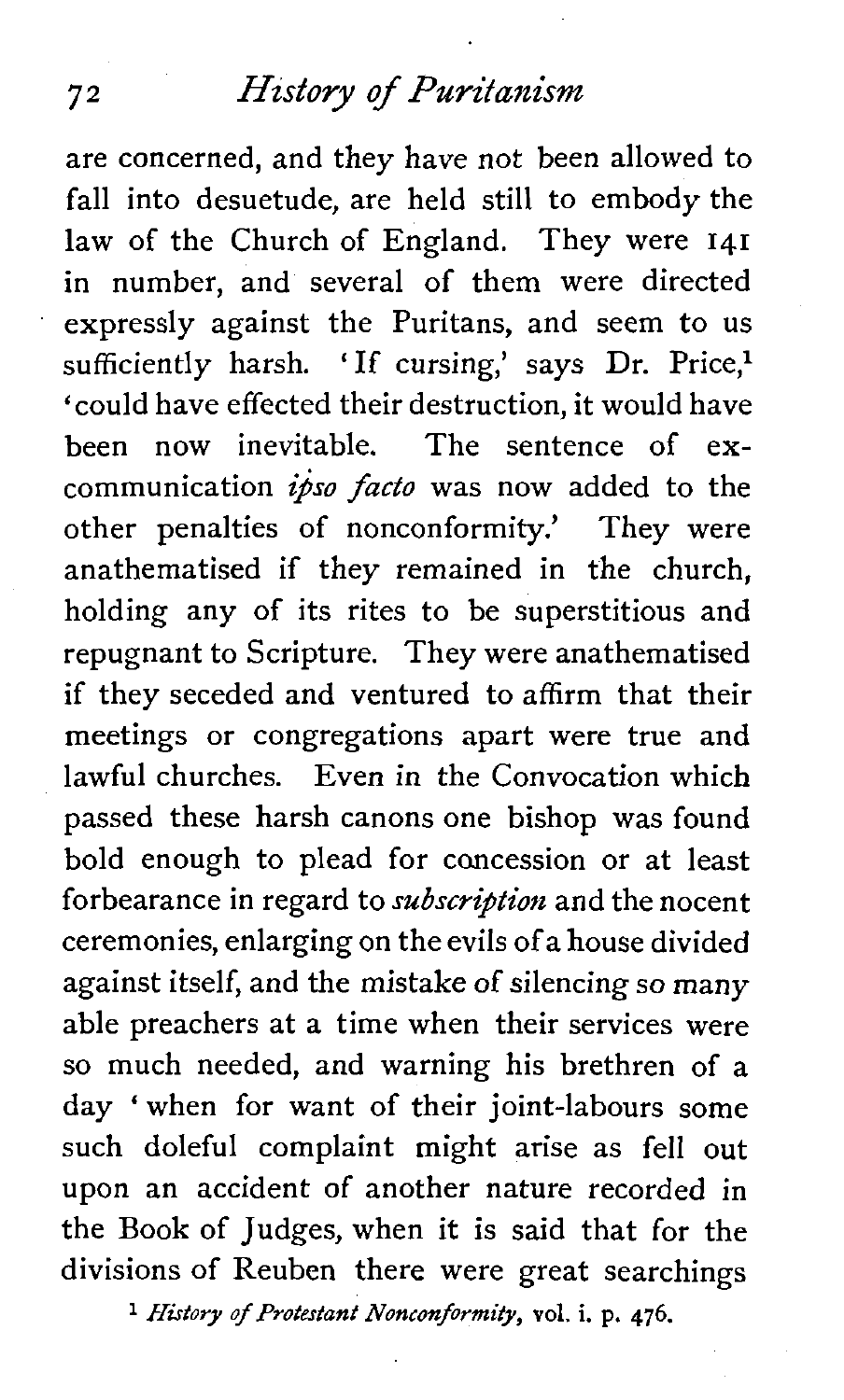are concerned, and they have not been allowed to fall into desuetude, are held still to embody the law of the Church of England. They were 141 in number, and several of them were directed expressly against the Puritans, and seem to us sufficiently harsh. 'If cursing,' says Dr. Price,[1] 'could have effected their destruction, it would have been now inevitable. The sentence of excommunication *ipso facto* was now added to the other penalties of nonconformity.' They were anathematised if they remained in the church, holding any of its rites to be superstitious and repugnant to Scripture. They were anathematised if they seceded and ventured to affirm that their meetings or congregations apart were true and lawful churches. Even in the Convocation which passed these harsh canons one bishop was found bold enough to plead for concession or at least forbearance in regard to *subscription* and the nocent ceremonies, enlarging on the evils of a house divided against itself, and the mistake of silencing so many able preachers at a time when their services were so much needed, and warning his brethren of a day 'when for want of their joint-labours some such doleful complaint might arise as fell out upon an accident of another nature recorded in the Book of Judges, when it is said that for the divisions of Reuben there were great searchings

[1] *History of Protestant Nonconformity*, vol. i. p. 476.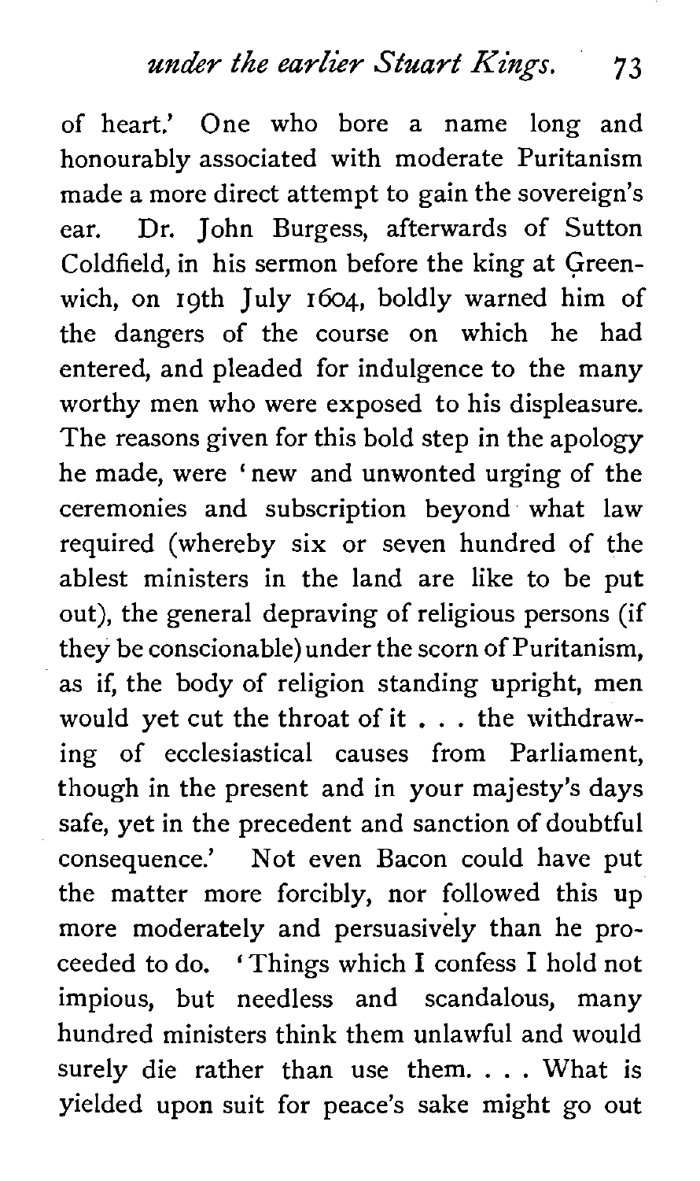of heart.' One who bore a name long and honourably associated with moderate Puritanism made a more direct attempt to gain the sovereign's ear. Dr. John Burgess, afterwards of Sutton Coldfield, in his sermon before the king at Greenwich, on 19th July 1604, boldly warned him of the dangers of the course on which he had entered, and pleaded for indulgence to the many worthy men who were exposed to his displeasure. The reasons given for this bold step in the apology he made, were 'new and unwonted urging of the ceremonies and subscription beyond what law required (whereby six or seven hundred of the ablest ministers in the land are like to be put out), the general depraving of religious persons (if they be conscionable) under the scorn of Puritanism, as if, the body of religion standing upright, men would yet cut the throat of it . . . the withdrawing of ecclesiastical causes from Parliament, though in the present and in your majesty's days safe, yet in the precedent and sanction of doubtful consequence.' Not even Bacon could have put the matter more forcibly, nor followed this up more moderately and persuasively than he proceeded to do. 'Things which I confess I hold not impious, but needless and scandalous, many hundred ministers think them unlawful and would surely die rather than use them. . . . What is yielded upon suit for peace's sake might go out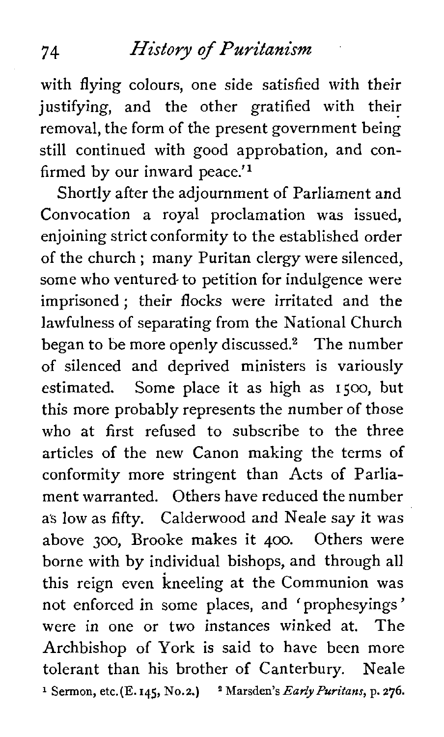with flying colours, one side satisfied with their justifying, and the other gratified with their removal, the form of the present government being still continued with good approbation, and confirmed by our inward peace.'[1]

Shortly after the adjournment of Parliament and Convocation a royal proclamation was issued, enjoining strict conformity to the established order of the church; many Puritan clergy were silenced, some who ventured to petition for indulgence were imprisoned; their flocks were irritated and the lawfulness of separating from the National Church began to be more openly discussed.[2] The number of silenced and deprived ministers is variously estimated. Some place it as high as 1500, but this more probably represents the number of those who at first refused to subscribe to the three articles of the new Canon making the terms of conformity more stringent than Acts of Parliament warranted. Others have reduced the number as low as fifty. Calderwood and Neale say it was above 300, Brooke makes it 400. Others were borne with by individual bishops, and through all this reign even kneeling at the Communion was not enforced in some places, and 'prophesyings' were in one or two instances winked at. The Archbishop of York is said to have been more tolerant than his brother of Canterbury. Neale

[1] Sermon, etc. (E. 145, No. 2.) [2] Marsden's *Early Puritans*, p. 276.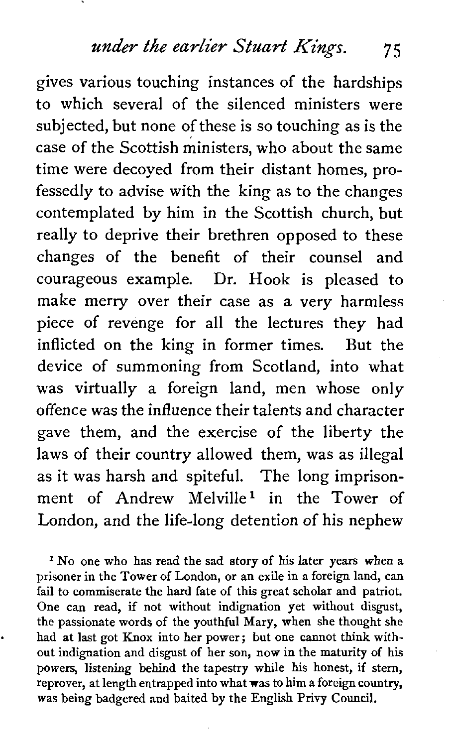gives various touching instances of the hardships to which several of the silenced ministers were subjected, but none of these is so touching as is the case of the Scottish ministers, who about the same time were decoyed from their distant homes, professedly to advise with the king as to the changes contemplated by him in the Scottish church, but really to deprive their brethren opposed to these changes of the benefit of their counsel and courageous example. Dr. Hook is pleased to make merry over their case as a very harmless piece of revenge for all the lectures they had inflicted on the king in former times. But the device of summoning from Scotland, into what was virtually a foreign land, men whose only offence was the influence their talents and character gave them, and the exercise of the liberty the laws of their country allowed them, was as illegal as it was harsh and spiteful. The long imprisonment of Andrew Melville[1] in the Tower of London, and the life-long detention of his nephew

[1] No one who has read the sad story of his later years when a prisoner in the Tower of London, or an exile in a foreign land, can fail to commiserate the hard fate of this great scholar and patriot. One can read, if not without indignation yet without disgust, the passionate words of the youthful Mary, when she thought she had at last got Knox into her power; but one cannot think without indignation and disgust of her son, now in the maturity of his powers, listening behind the tapestry while his honest, if stern, reprover, at length entrapped into what was to him a foreign country, was being badgered and baited by the English Privy Council.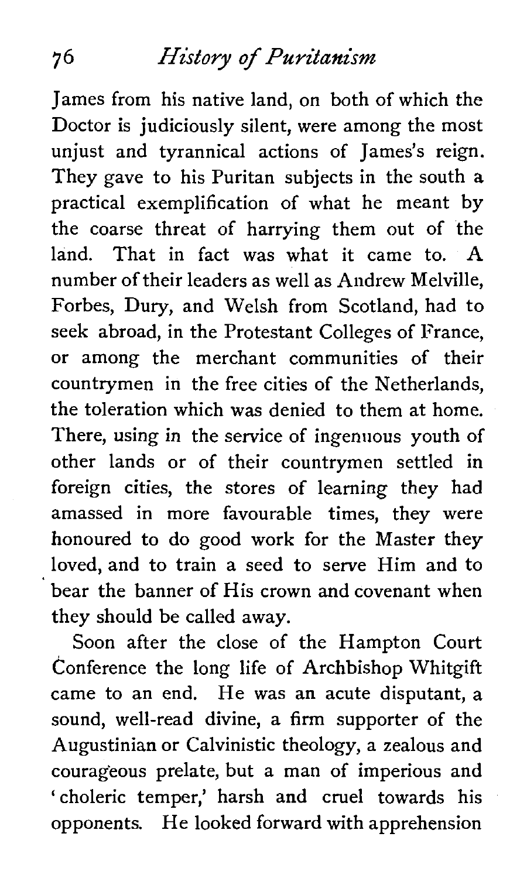James from his native land, on both of which the Doctor is judiciously silent, were among the most unjust and tyrannical actions of James's reign. They gave to his Puritan subjects in the south a practical exemplification of what he meant by the coarse threat of harrying them out of the land. That in fact was what it came to. A number of their leaders as well as Andrew Melville, Forbes, Dury, and Welsh from Scotland, had to seek abroad, in the Protestant Colleges of France, or among the merchant communities of their countrymen in the free cities of the Netherlands, the toleration which was denied to them at home. There, using in the service of ingenuous youth of other lands or of their countrymen settled in foreign cities, the stores of learning they had amassed in more favourable times, they were honoured to do good work for the Master they loved, and to train a seed to serve Him and to bear the banner of His crown and covenant when they should be called away.

Soon after the close of the Hampton Court Conference the long life of Archbishop Whitgift came to an end. He was an acute disputant, a sound, well-read divine, a firm supporter of the Augustinian or Calvinistic theology, a zealous and courageous prelate, but a man of imperious and 'choleric temper,' harsh and cruel towards his opponents. He looked forward with apprehension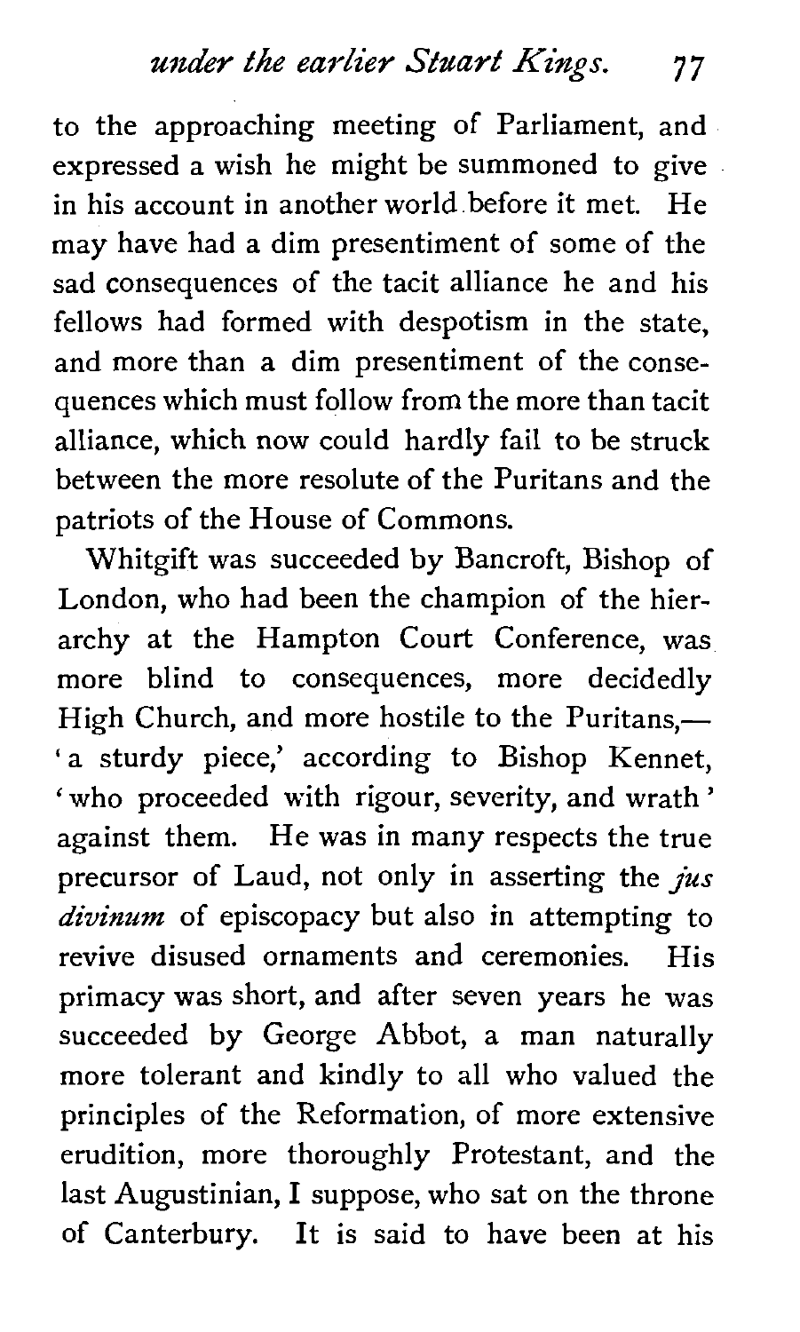to the approaching meeting of Parliament, and expressed a wish he might be summoned to give in his account in another world before it met. He may have had a dim presentiment of some of the sad consequences of the tacit alliance he and his fellows had formed with despotism in the state, and more than a dim presentiment of the consequences which must follow from the more than tacit alliance, which now could hardly fail to be struck between the more resolute of the Puritans and the patriots of the House of Commons.

Whitgift was succeeded by Bancroft, Bishop of London, who had been the champion of the hierarchy at the Hampton Court Conference, was more blind to consequences, more decidedly High Church, and more hostile to the Puritans,— 'a sturdy piece,' according to Bishop Kennet, 'who proceeded with rigour, severity, and wrath' against them. He was in many respects the true precursor of Laud, not only in asserting the *jus divinum* of episcopacy but also in attempting to revive disused ornaments and ceremonies. His primacy was short, and after seven years he was succeeded by George Abbot, a man naturally more tolerant and kindly to all who valued the principles of the Reformation, of more extensive erudition, more thoroughly Protestant, and the last Augustinian, I suppose, who sat on the throne of Canterbury. It is said to have been at his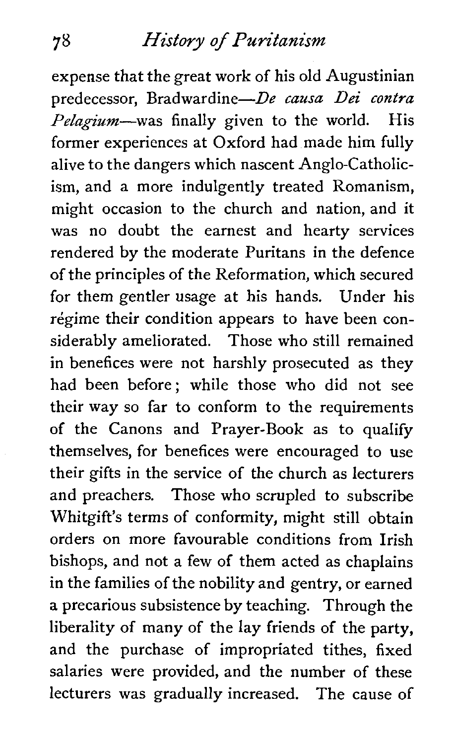expense that the great work of his old Augustinian predecessor, Bradwardine—*De causa Dei contra Pelagium*—was finally given to the world. His former experiences at Oxford had made him fully alive to the dangers which nascent Anglo-Catholicism, and a more indulgently treated Romanism, might occasion to the church and nation, and it was no doubt the earnest and hearty services rendered by the moderate Puritans in the defence of the principles of the Reformation, which secured for them gentler usage at his hands. Under his régime their condition appears to have been considerably ameliorated. Those who still remained in benefices were not harshly prosecuted as they had been before; while those who did not see their way so far to conform to the requirements of the Canons and Prayer-Book as to qualify themselves, for benefices were encouraged to use their gifts in the service of the church as lecturers and preachers. Those who scrupled to subscribe Whitgift's terms of conformity, might still obtain orders on more favourable conditions from Irish bishops, and not a few of them acted as chaplains in the families of the nobility and gentry, or earned a precarious subsistence by teaching. Through the liberality of many of the lay friends of the party, and the purchase of impropriated tithes, fixed salaries were provided, and the number of these lecturers was gradually increased. The cause of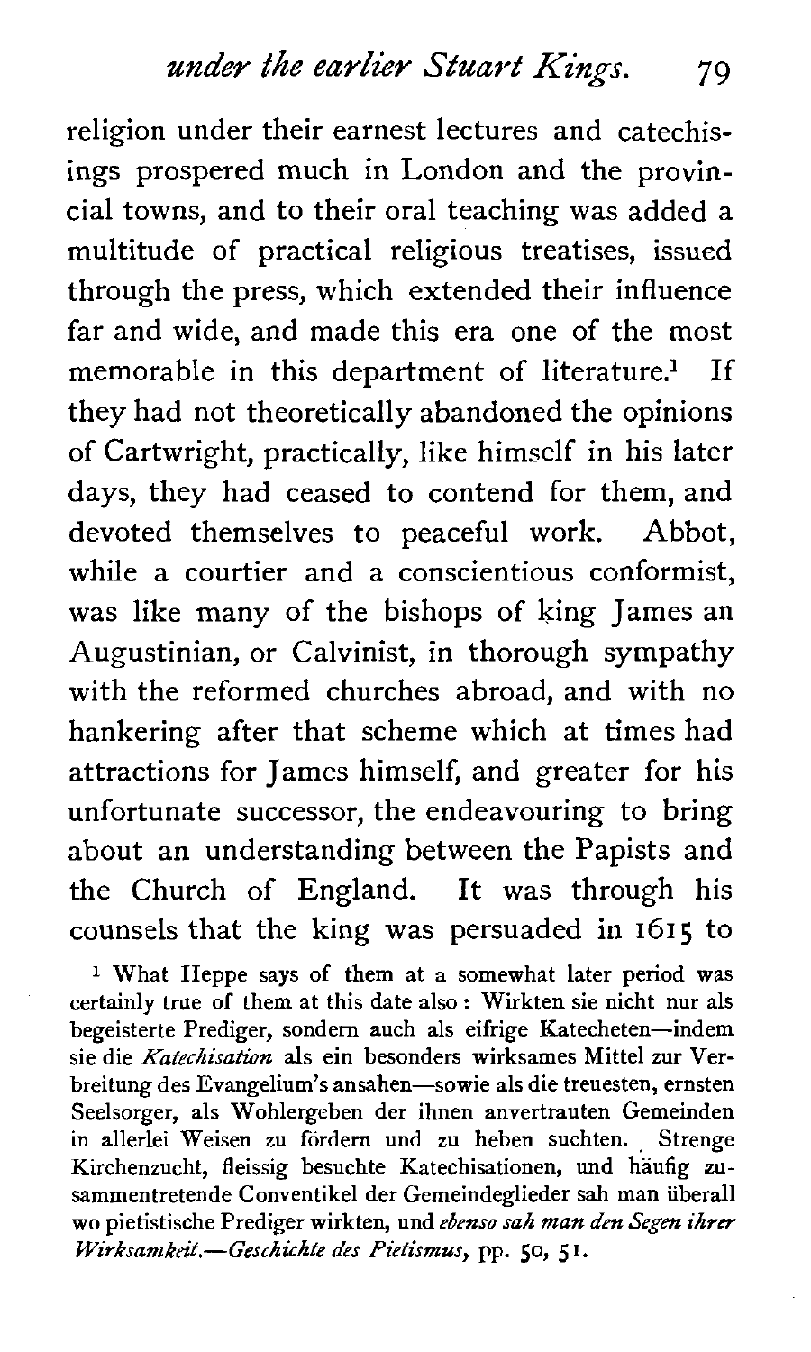religion under their earnest lectures and catechisings prospered much in London and the provincial towns, and to their oral teaching was added a multitude of practical religious treatises, issued through the press, which extended their influence far and wide, and made this era one of the most memorable in this department of literature.[1] If they had not theoretically abandoned the opinions of Cartwright, practically, like himself in his later days, they had ceased to contend for them, and devoted themselves to peaceful work. Abbot, while a courtier and a conscientious conformist, was like many of the bishops of king James an Augustinian, or Calvinist, in thorough sympathy with the reformed churches abroad, and with no hankering after that scheme which at times had attractions for James himself, and greater for his unfortunate successor, the endeavouring to bring about an understanding between the Papists and the Church of England. It was through his counsels that the king was persuaded in 1615 to

[1] What Heppe says of them at a somewhat later period was certainly true of them at this date also: Wirkten sie nicht nur als begeisterte Prediger, sondern auch als eifrige Katecheten—indem sie die *Katechisation* als ein besonders wirksames Mittel zur Verbreitung des Evangelium's ansahen—sowie als die treuesten, ernsten Seelsorger, als Wohlergeben der ihnen anvertrauten Gemeinden in allerlei Weisen zu fördern und zu heben suchten. Strenge Kirchenzucht, fleissig besuchte Katechisationen, und häufig zusammentretende Conventikel der Gemeindeglieder sah man überall wo pietistische Prediger wirkten, und *ebenso sah man den Segen ihrer Wirksamkeit.—Geschichte des Pietismus*, pp. 50, 51.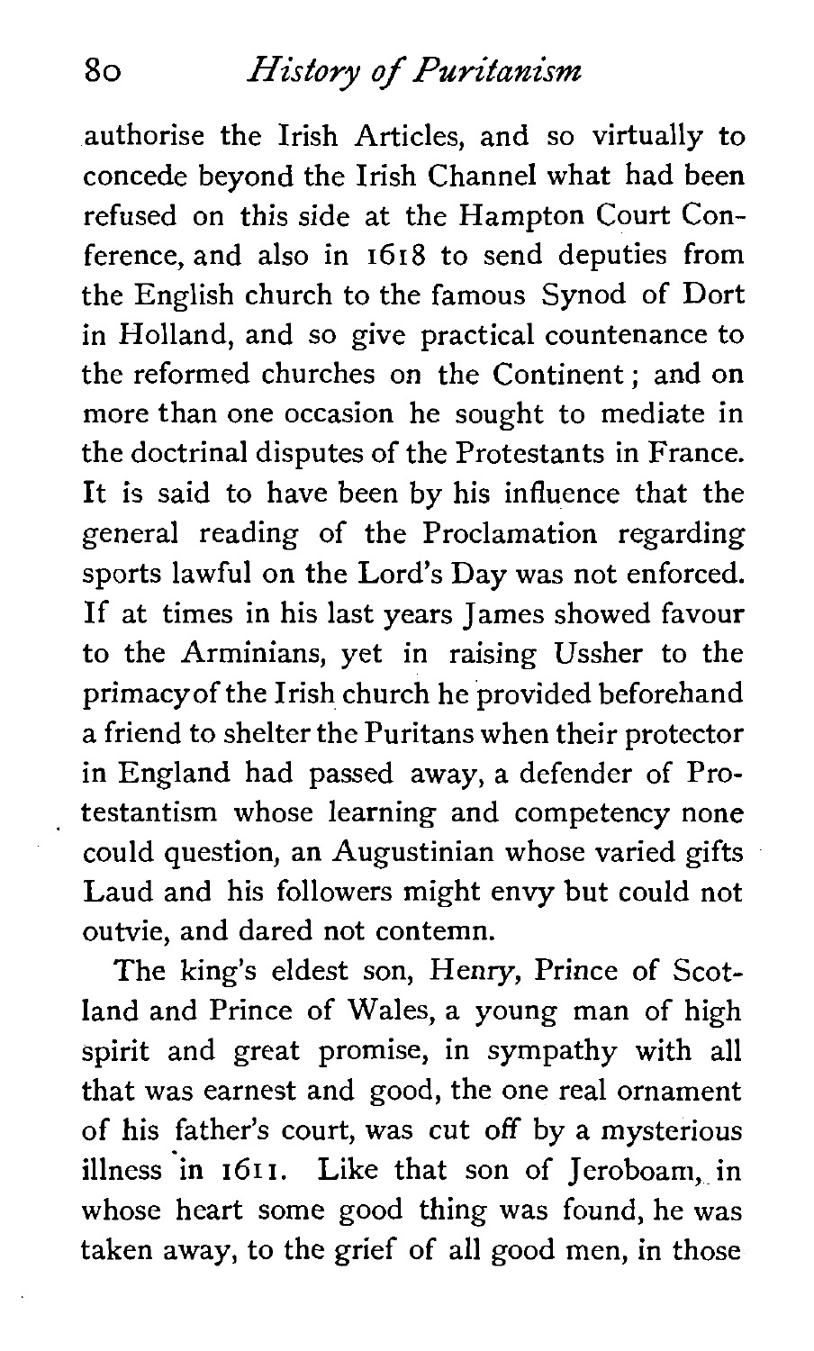authorise the Irish Articles, and so virtually to concede beyond the Irish Channel what had been refused on this side at the Hampton Court Conference, and also in 1618 to send deputies from the English church to the famous Synod of Dort in Holland, and so give practical countenance to the reformed churches on the Continent; and on more than one occasion he sought to mediate in the doctrinal disputes of the Protestants in France. It is said to have been by his influence that the general reading of the Proclamation regarding sports lawful on the Lord's Day was not enforced. If at times in his last years James showed favour to the Arminians, yet in raising Ussher to the primacy of the Irish church he provided beforehand a friend to shelter the Puritans when their protector in England had passed away, a defender of Protestantism whose learning and competency none could question, an Augustinian whose varied gifts Laud and his followers might envy but could not outvie, and dared not contemn.

The king's eldest son, Henry, Prince of Scotland and Prince of Wales, a young man of high spirit and great promise, in sympathy with all that was earnest and good, the one real ornament of his father's court, was cut off by a mysterious illness in 1611. Like that son of Jeroboam, in whose heart some good thing was found, he was taken away, to the grief of all good men, in those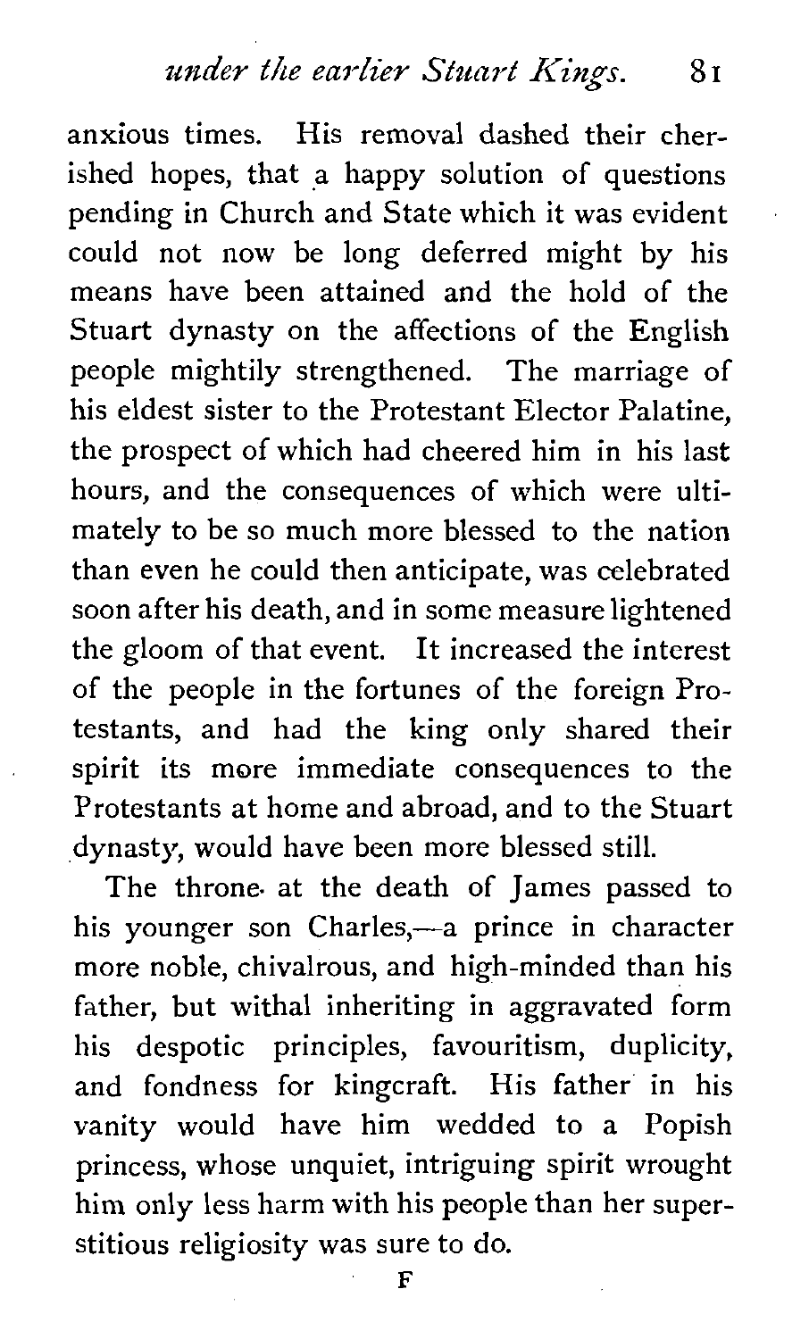anxious times. His removal dashed their cherished hopes, that a happy solution of questions pending in Church and State which it was evident could not now be long deferred might by his means have been attained and the hold of the Stuart dynasty on the affections of the English people mightily strengthened. The marriage of his eldest sister to the Protestant Elector Palatine, the prospect of which had cheered him in his last hours, and the consequences of which were ultimately to be so much more blessed to the nation than even he could then anticipate, was celebrated soon after his death, and in some measure lightened the gloom of that event. It increased the interest of the people in the fortunes of the foreign Protestants, and had the king only shared their spirit its more immediate consequences to the Protestants at home and abroad, and to the Stuart dynasty, would have been more blessed still.

The throne at the death of James passed to his younger son Charles,—a prince in character more noble, chivalrous, and high-minded than his father, but withal inheriting in aggravated form his despotic principles, favouritism, duplicity, and fondness for kingcraft. His father in his vanity would have him wedded to a Popish princess, whose unquiet, intriguing spirit wrought him only less harm with his people than her superstitious religiosity was sure to do.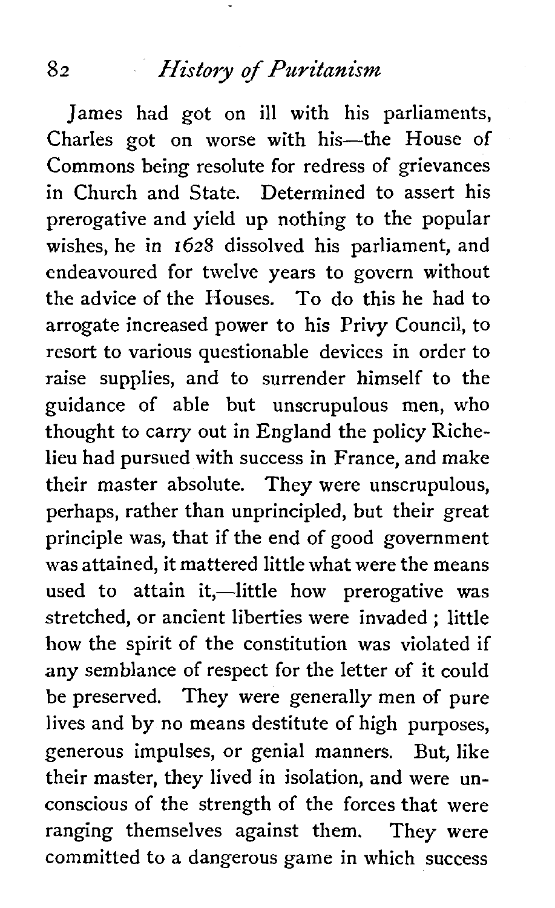James had got on ill with his parliaments, Charles got on worse with his—the House of Commons being resolute for redress of grievances in Church and State. Determined to assert his prerogative and yield up nothing to the popular wishes, he in 1628 dissolved his parliament, and endeavoured for twelve years to govern without the advice of the Houses. To do this he had to arrogate increased power to his Privy Council, to resort to various questionable devices in order to raise supplies, and to surrender himself to the guidance of able but unscrupulous men, who thought to carry out in England the policy Richelieu had pursued with success in France, and make their master absolute. They were unscrupulous, perhaps, rather than unprincipled, but their great principle was, that if the end of good government was attained, it mattered little what were the means used to attain it,—little how prerogative was stretched, or ancient liberties were invaded; little how the spirit of the constitution was violated if any semblance of respect for the letter of it could be preserved. They were generally men of pure lives and by no means destitute of high purposes, generous impulses, or genial manners. But, like their master, they lived in isolation, and were unconscious of the strength of the forces that were ranging themselves against them. They were committed to a dangerous game in which success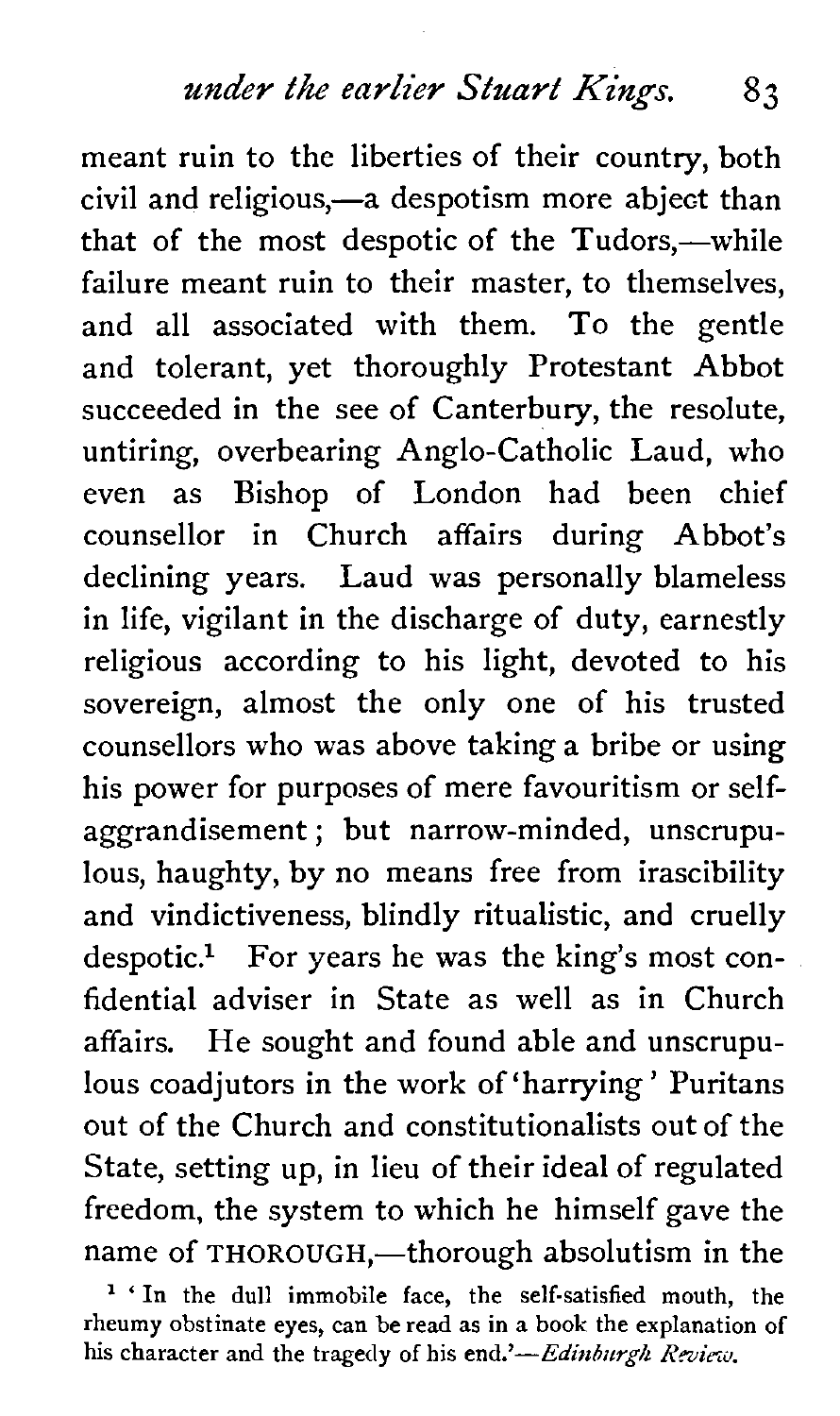meant ruin to the liberties of their country, both civil and religious,—a despotism more abject than that of the most despotic of the Tudors,—while failure meant ruin to their master, to themselves, and all associated with them. To the gentle and tolerant, yet thoroughly Protestant Abbot succeeded in the see of Canterbury, the resolute, untiring, overbearing Anglo-Catholic Laud, who even as Bishop of London had been chief counsellor in Church affairs during Abbot's declining years. Laud was personally blameless in life, vigilant in the discharge of duty, earnestly religious according to his light, devoted to his sovereign, almost the only one of his trusted counsellors who was above taking a bribe or using his power for purposes of mere favouritism or self-aggrandisement; but narrow-minded, unscrupulous, haughty, by no means free from irascibility and vindictiveness, blindly ritualistic, and cruelly despotic.[1] For years he was the king's most confidential adviser in State as well as in Church affairs. He sought and found able and unscrupulous coadjutors in the work of 'harrying' Puritans out of the Church and constitutionalists out of the State, setting up, in lieu of their ideal of regulated freedom, the system to which he himself gave the name of THOROUGH,—thorough absolutism in the

[1] 'In the dull immobile face, the self-satisfied mouth, the rheumy obstinate eyes, can be read as in a book the explanation of his character and the tragedy of his end.'—*Edinburgh Review.*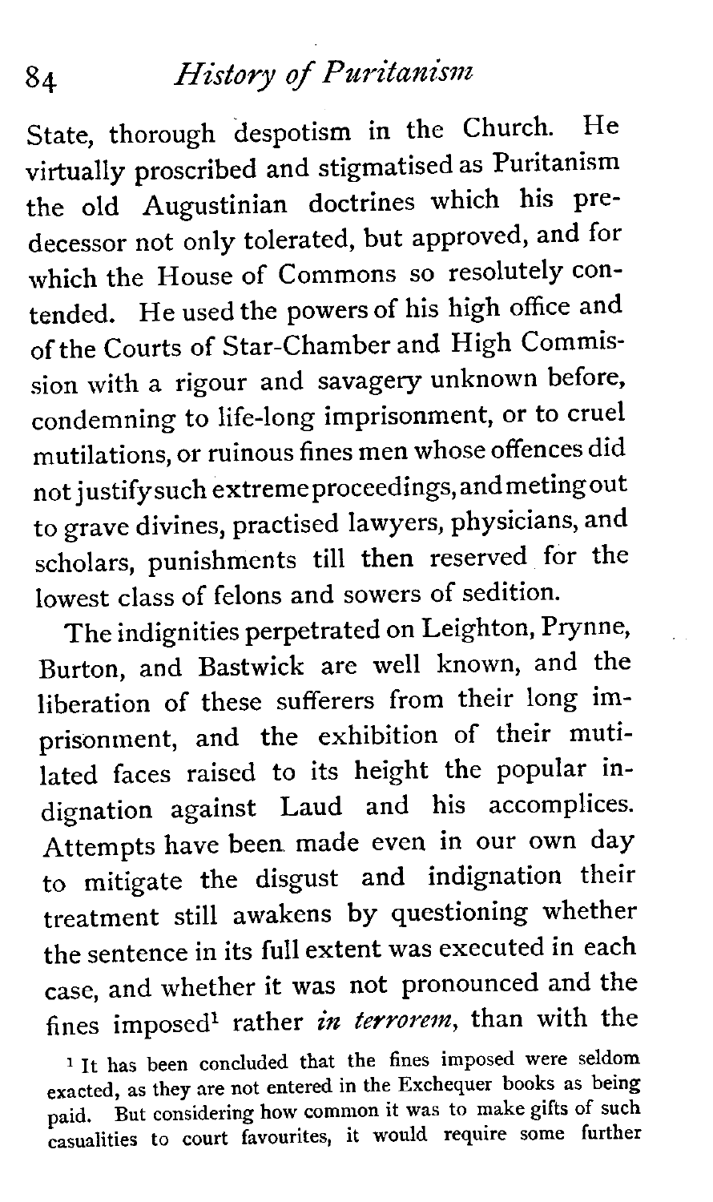State, thorough despotism in the Church. He virtually proscribed and stigmatised as Puritanism the old Augustinian doctrines which his predecessor not only tolerated, but approved, and for which the House of Commons so resolutely contended. He used the powers of his high office and of the Courts of Star-Chamber and High Commission with a rigour and savagery unknown before, condemning to life-long imprisonment, or to cruel mutilations, or ruinous fines men whose offences did not justify such extreme proceedings, and meting out to grave divines, practised lawyers, physicians, and scholars, punishments till then reserved for the lowest class of felons and sowers of sedition.

The indignities perpetrated on Leighton, Prynne, Burton, and Bastwick are well known, and the liberation of these sufferers from their long imprisonment, and the exhibition of their mutilated faces raised to its height the popular indignation against Laud and his accomplices. Attempts have been made even in our own day to mitigate the disgust and indignation their treatment still awakens by questioning whether the sentence in its full extent was executed in each case, and whether it was not pronounced and the fines imposed[1] rather *in terrorem*, than with the

[1] It has been concluded that the fines imposed were seldom exacted, as they are not entered in the Exchequer books as being paid. But considering how common it was to make gifts of such casualities to court favourites, it would require some further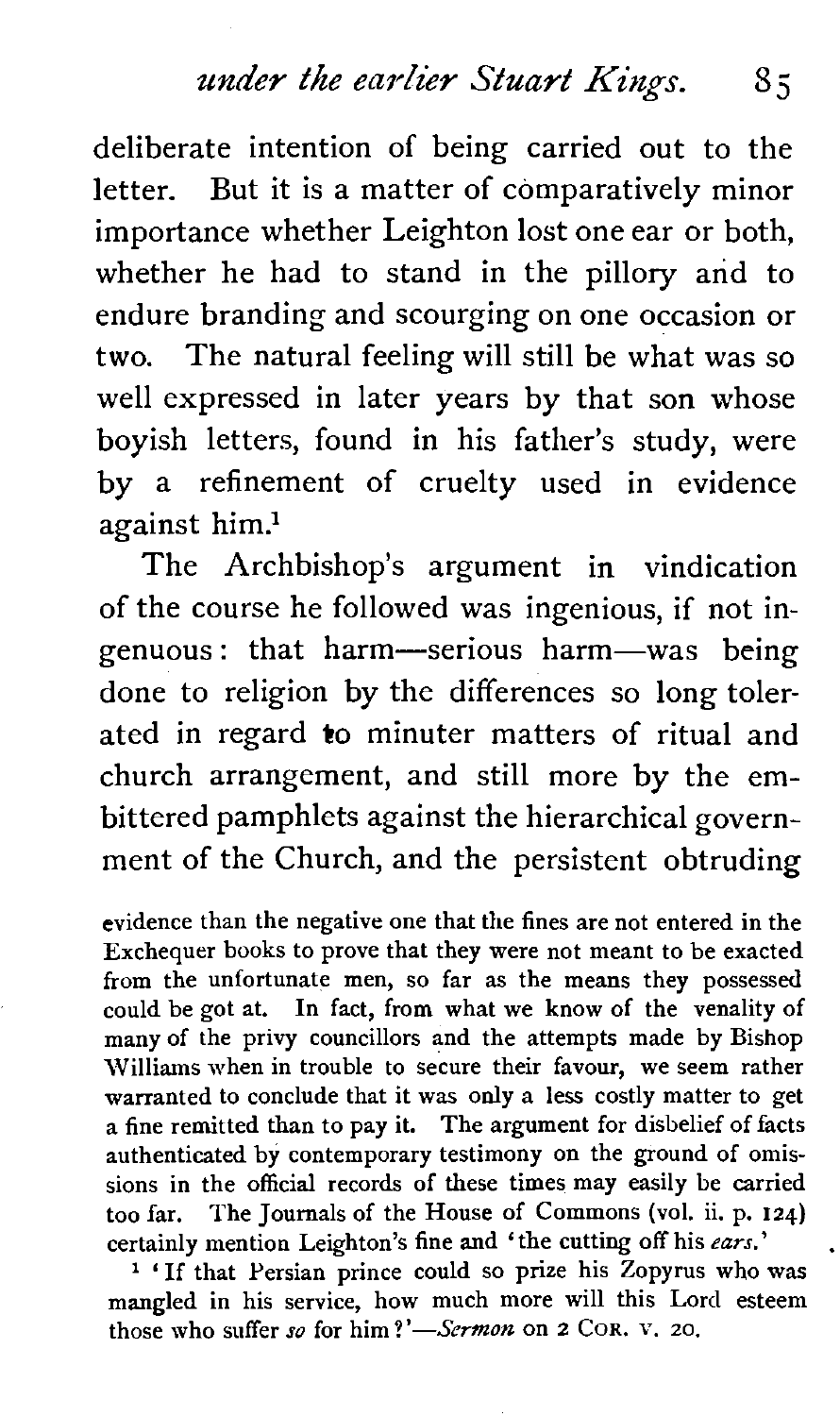deliberate intention of being carried out to the letter. But it is a matter of comparatively minor importance whether Leighton lost one ear or both, whether he had to stand in the pillory and to endure branding and scourging on one occasion or two. The natural feeling will still be what was so well expressed in later years by that son whose boyish letters, found in his father's study, were by a refinement of cruelty used in evidence against him.[1]

The Archbishop's argument in vindication of the course he followed was ingenious, if not ingenuous: that harm—serious harm—was being done to religion by the differences so long tolerated in regard to minuter matters of ritual and church arrangement, and still more by the embittered pamphlets against the hierarchical government of the Church, and the persistent obtruding

evidence than the negative one that the fines are not entered in the Exchequer books to prove that they were not meant to be exacted from the unfortunate men, so far as the means they possessed could be got at. In fact, from what we know of the venality of many of the privy councillors and the attempts made by Bishop Williams when in trouble to secure their favour, we seem rather warranted to conclude that it was only a less costly matter to get a fine remitted than to pay it. The argument for disbelief of facts authenticated by contemporary testimony on the ground of omissions in the official records of these times may easily be carried too far. The Journals of the House of Commons (vol. ii. p. 124) certainly mention Leighton's fine and 'the cutting off his *ears*.'

[1] 'If that Persian prince could so prize his Zopyrus who was mangled in his service, how much more will this Lord esteem those who suffer *so* for him?'—*Sermon* on 2 Cor. v. 20.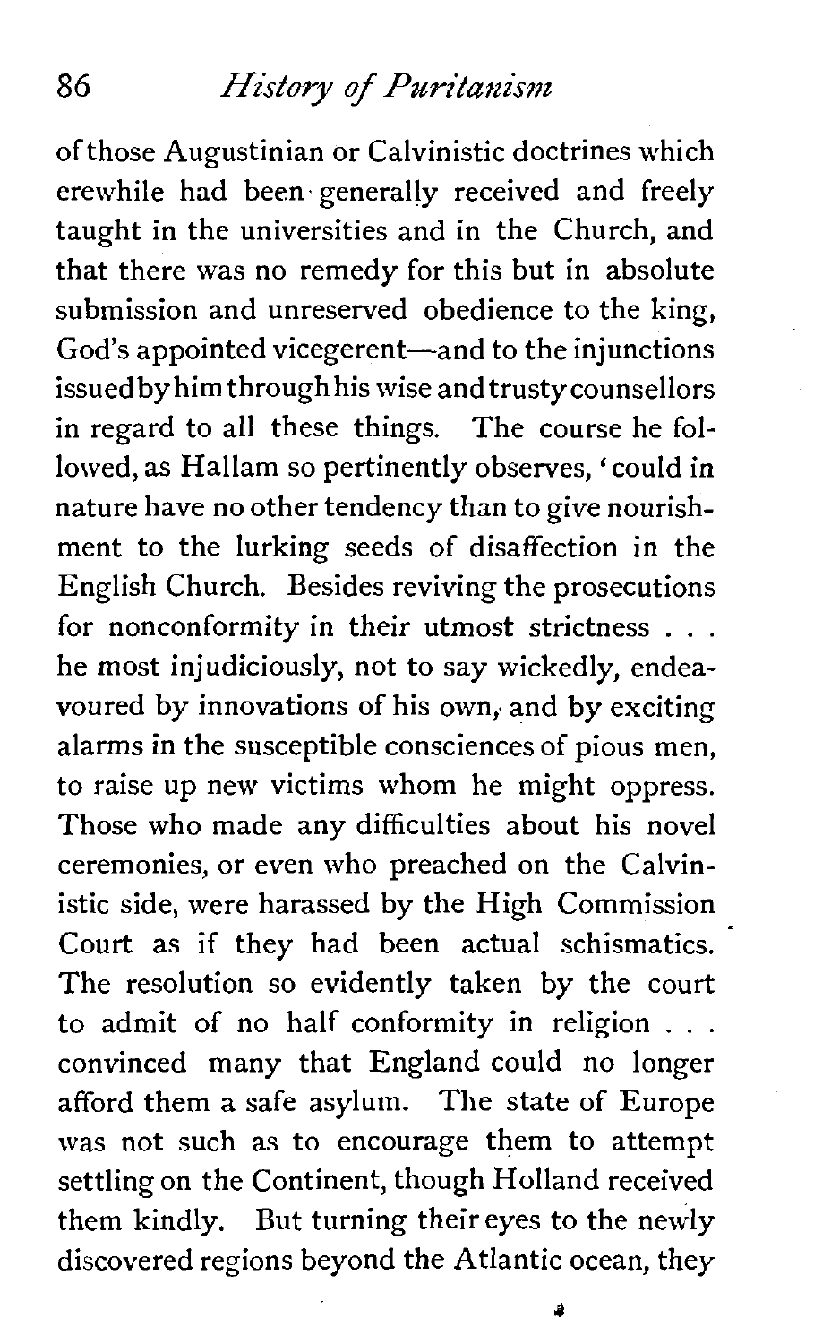of those Augustinian or Calvinistic doctrines which erewhile had been generally received and freely taught in the universities and in the Church, and that there was no remedy for this but in absolute submission and unreserved obedience to the king, God's appointed vicegerent—and to the injunctions issued by him through his wise and trusty counsellors in regard to all these things. The course he followed, as Hallam so pertinently observes, 'could in nature have no other tendency than to give nourishment to the lurking seeds of disaffection in the English Church. Besides reviving the prosecutions for nonconformity in their utmost strictness . . . he most injudiciously, not to say wickedly, endeavoured by innovations of his own, and by exciting alarms in the susceptible consciences of pious men, to raise up new victims whom he might oppress. Those who made any difficulties about his novel ceremonies, or even who preached on the Calvinistic side, were harassed by the High Commission Court as if they had been actual schismatics. The resolution so evidently taken by the court to admit of no half conformity in religion . . . convinced many that England could no longer afford them a safe asylum. The state of Europe was not such as to encourage them to attempt settling on the Continent, though Holland received them kindly. But turning their eyes to the newly discovered regions beyond the Atlantic ocean, they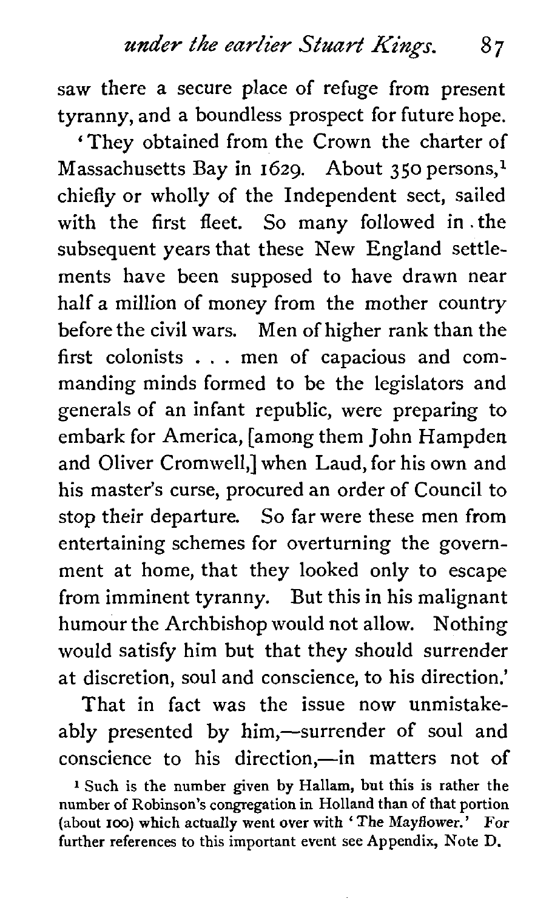saw there a secure place of refuge from present tyranny, and a boundless prospect for future hope.

'They obtained from the Crown the charter of Massachusetts Bay in 1629. About 350 persons,[1] chiefly or wholly of the Independent sect, sailed with the first fleet. So many followed in the subsequent years that these New England settlements have been supposed to have drawn near half a million of money from the mother country before the civil wars. Men of higher rank than the first colonists . . . men of capacious and commanding minds formed to be the legislators and generals of an infant republic, were preparing to embark for America, [among them John Hampden and Oliver Cromwell,] when Laud, for his own and his master's curse, procured an order of Council to stop their departure. So far were these men from entertaining schemes for overturning the government at home, that they looked only to escape from imminent tyranny. But this in his malignant humour the Archbishop would not allow. Nothing would satisfy him but that they should surrender at discretion, soul and conscience, to his direction.'

That in fact was the issue now unmistakeably presented by him,—surrender of soul and conscience to his direction,—in matters not of

[1] Such is the number given by Hallam, but this is rather the number of Robinson's congregation in Holland than of that portion (about 100) which actually went over with 'The Mayflower.' For further references to this important event see Appendix, Note D.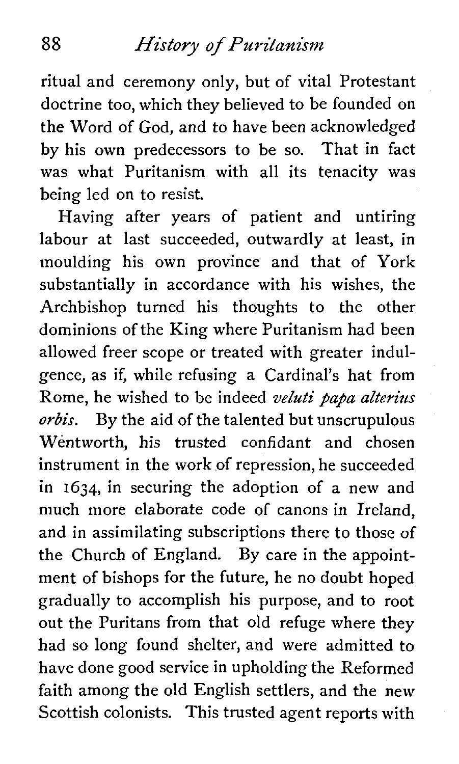ritual and ceremony only, but of vital Protestant doctrine too, which they believed to be founded on the Word of God, and to have been acknowledged by his own predecessors to be so. That in fact was what Puritanism with all its tenacity was being led on to resist.

Having after years of patient and untiring labour at last succeeded, outwardly at least, in moulding his own province and that of York substantially in accordance with his wishes, the Archbishop turned his thoughts to the other dominions of the King where Puritanism had been allowed freer scope or treated with greater indulgence, as if, while refusing a Cardinal's hat from Rome, he wished to be indeed *veluti papa alterius orbis*. By the aid of the talented but unscrupulous Wentworth, his trusted confidant and chosen instrument in the work of repression, he succeeded in 1634, in securing the adoption of a new and much more elaborate code of canons in Ireland, and in assimilating subscriptions there to those of the Church of England. By care in the appointment of bishops for the future, he no doubt hoped gradually to accomplish his purpose, and to root out the Puritans from that old refuge where they had so long found shelter, and were admitted to have done good service in upholding the Reformed faith among the old English settlers, and the new Scottish colonists. This trusted agent reports with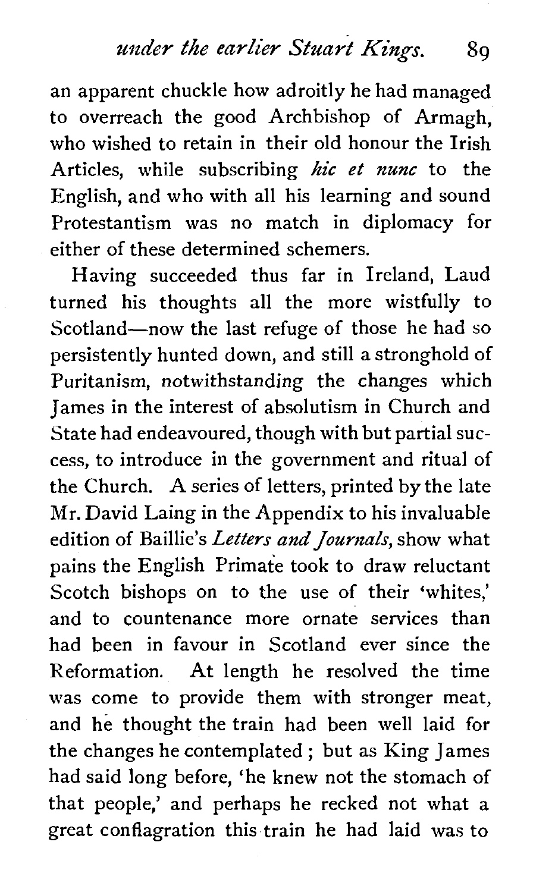an apparent chuckle how adroitly he had managed to overreach the good Archbishop of Armagh, who wished to retain in their old honour the Irish Articles, while subscribing *hic et nunc* to the English, and who with all his learning and sound Protestantism was no match in diplomacy for either of these determined schemers.

Having succeeded thus far in Ireland, Laud turned his thoughts all the more wistfully to Scotland—now the last refuge of those he had so persistently hunted down, and still a stronghold of Puritanism, notwithstanding the changes which James in the interest of absolutism in Church and State had endeavoured, though with but partial success, to introduce in the government and ritual of the Church. A series of letters, printed by the late Mr. David Laing in the Appendix to his invaluable edition of Baillie's *Letters and Journals*, show what pains the English Primate took to draw reluctant Scotch bishops on to the use of their 'whites,' and to countenance more ornate services than had been in favour in Scotland ever since the Reformation. At length he resolved the time was come to provide them with stronger meat, and he thought the train had been well laid for the changes he contemplated; but as King James had said long before, 'he knew not the stomach of that people,' and perhaps he recked not what a great conflagration this train he had laid was to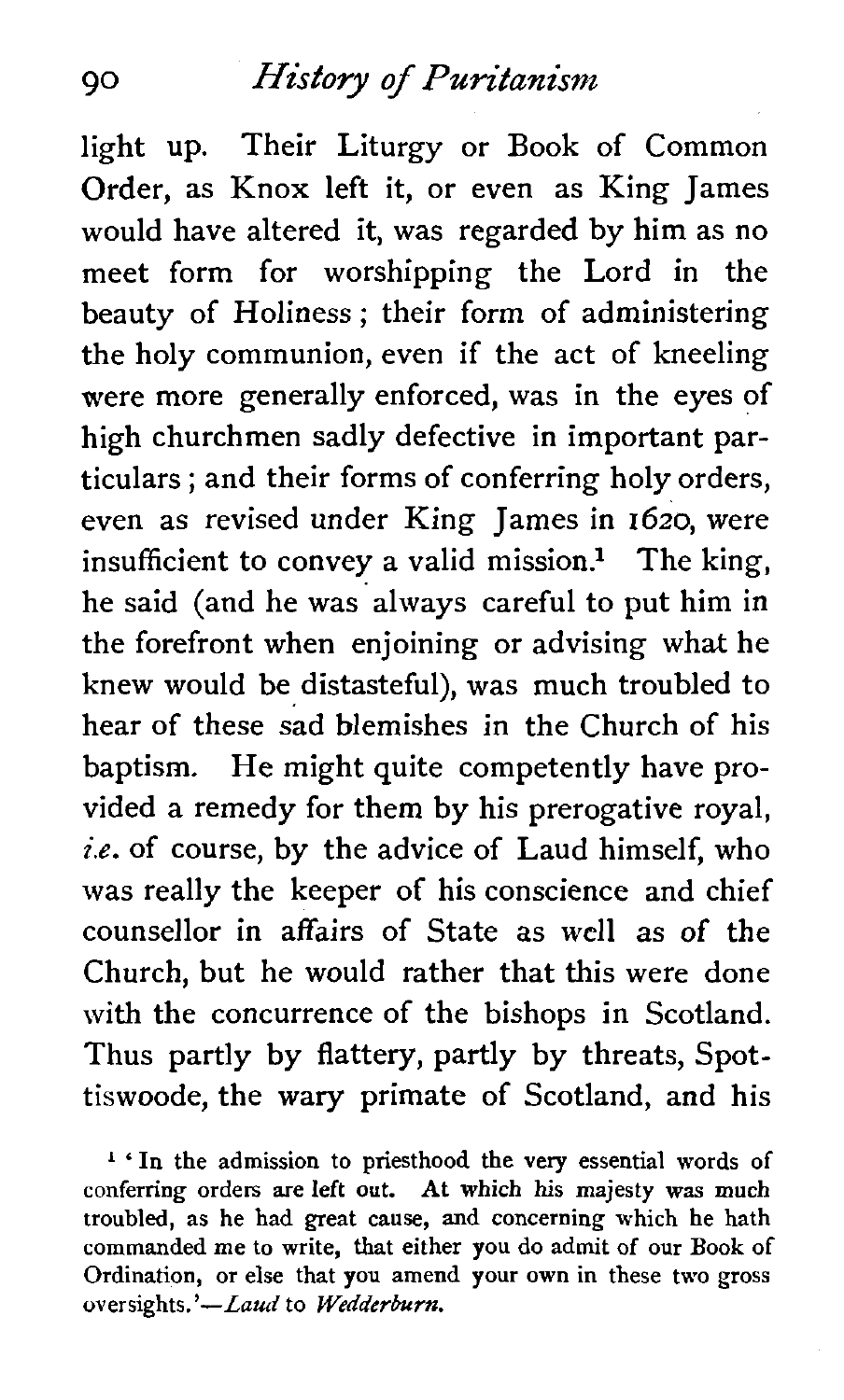light up. Their Liturgy or Book of Common Order, as Knox left it, or even as King James would have altered it, was regarded by him as no meet form for worshipping the Lord in the beauty of Holiness; their form of administering the holy communion, even if the act of kneeling were more generally enforced, was in the eyes of high churchmen sadly defective in important particulars; and their forms of conferring holy orders, even as revised under King James in 1620, were insufficient to convey a valid mission.[1] The king, he said (and he was always careful to put him in the forefront when enjoining or advising what he knew would be distasteful), was much troubled to hear of these sad blemishes in the Church of his baptism. He might quite competently have provided a remedy for them by his prerogative royal, *i.e.* of course, by the advice of Laud himself, who was really the keeper of his conscience and chief counsellor in affairs of State as well as of the Church, but he would rather that this were done with the concurrence of the bishops in Scotland. Thus partly by flattery, partly by threats, Spottiswoode, the wary primate of Scotland, and his

[1] 'In the admission to priesthood the very essential words of conferring orders are left out. At which his majesty was much troubled, as he had great cause, and concerning which he hath commanded me to write, that either you do admit of our Book of Ordination, or else that you amend your own in these two gross oversights.'—*Laud* to *Wedderburn.*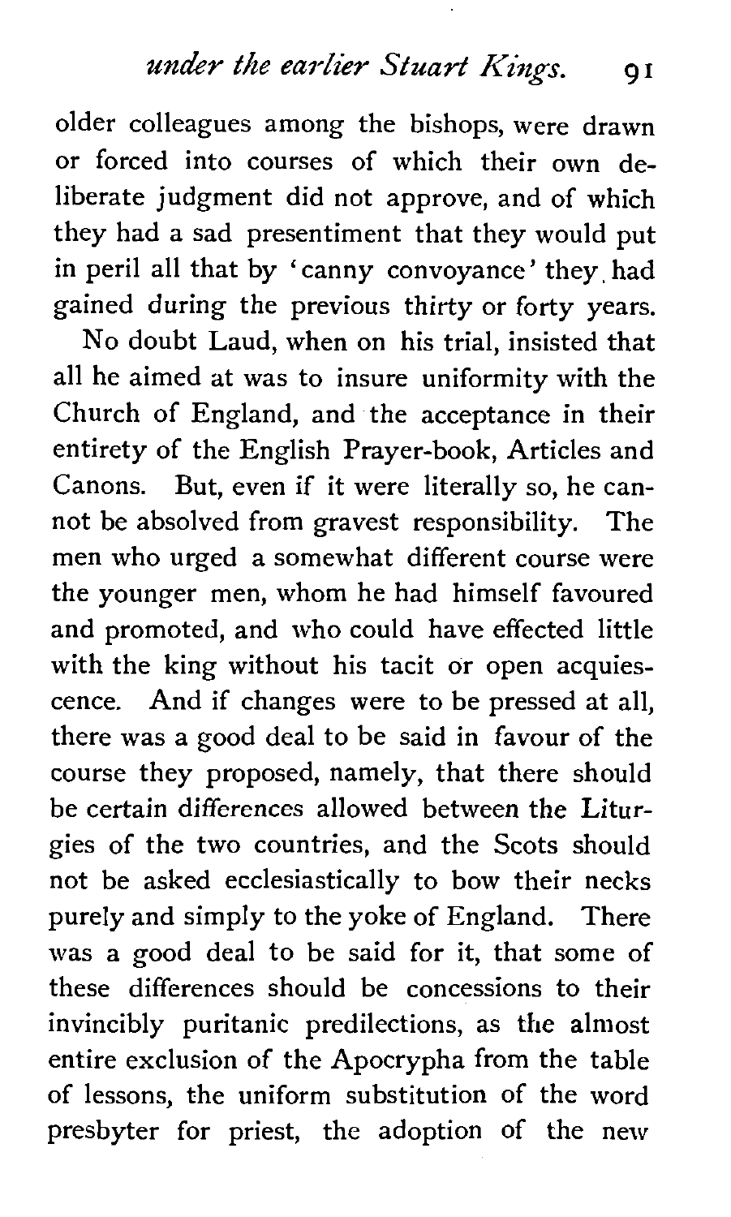older colleagues among the bishops, were drawn or forced into courses of which their own deliberate judgment did not approve, and of which they had a sad presentiment that they would put in peril all that by 'canny convoyance' they had gained during the previous thirty or forty years.

No doubt Laud, when on his trial, insisted that all he aimed at was to insure uniformity with the Church of England, and the acceptance in their entirety of the English Prayer-book, Articles and Canons. But, even if it were literally so, he cannot be absolved from gravest responsibility. The men who urged a somewhat different course were the younger men, whom he had himself favoured and promoted, and who could have effected little with the king without his tacit or open acquiescence. And if changes were to be pressed at all, there was a good deal to be said in favour of the course they proposed, namely, that there should be certain differences allowed between the Liturgies of the two countries, and the Scots should not be asked ecclesiastically to bow their necks purely and simply to the yoke of England. There was a good deal to be said for it, that some of these differences should be concessions to their invincibly puritanic predilections, as the almost entire exclusion of the Apocrypha from the table of lessons, the uniform substitution of the word presbyter for priest, the adoption of the new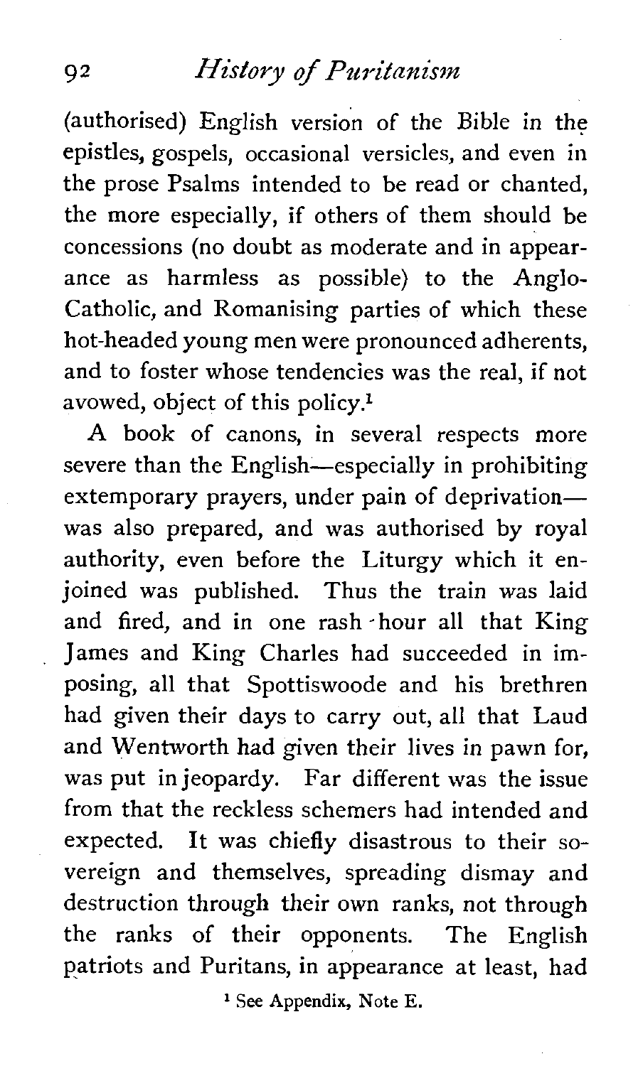(authorised) English version of the Bible in the epistles, gospels, occasional versicles, and even in the prose Psalms intended to be read or chanted, the more especially, if others of them should be concessions (no doubt as moderate and in appearance as harmless as possible) to the Anglo-Catholic, and Romanising parties of which these hot-headed young men were pronounced adherents, and to foster whose tendencies was the real, if not avowed, object of this policy.[1]

A book of canons, in several respects more severe than the English—especially in prohibiting extemporary prayers, under pain of deprivation—was also prepared, and was authorised by royal authority, even before the Liturgy which it enjoined was published. Thus the train was laid and fired, and in one rash hour all that King James and King Charles had succeeded in imposing, all that Spottiswoode and his brethren had given their days to carry out, all that Laud and Wentworth had given their lives in pawn for, was put in jeopardy. Far different was the issue from that the reckless schemers had intended and expected. It was chiefly disastrous to their sovereign and themselves, spreading dismay and destruction through their own ranks, not through the ranks of their opponents. The English patriots and Puritans, in appearance at least, had

[1] See Appendix, Note E.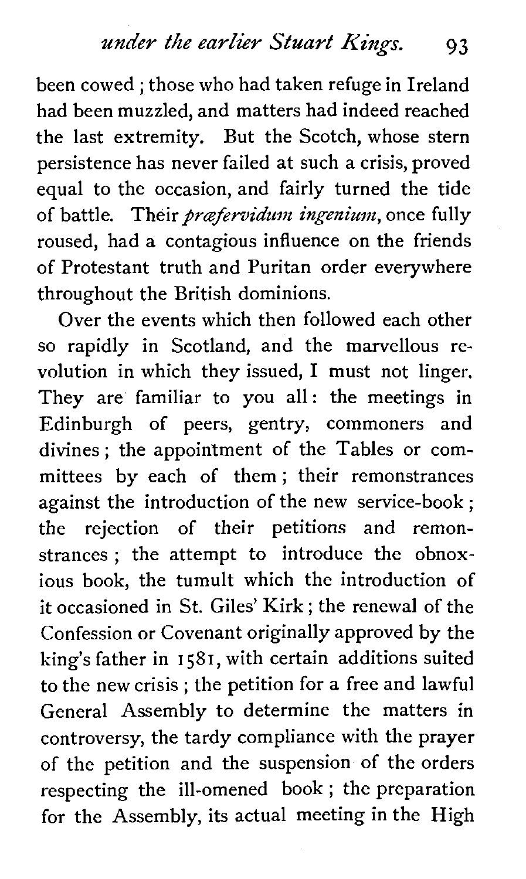been cowed ; those who had taken refuge in Ireland had been muzzled, and matters had indeed reached the last extremity. But the Scotch, whose stern persistence has never failed at such a crisis, proved equal to the occasion, and fairly turned the tide of battle. Their *præfervidum ingenium*, once fully roused, had a contagious influence on the friends of Protestant truth and Puritan order everywhere throughout the British dominions.

Over the events which then followed each other so rapidly in Scotland, and the marvellous revolution in which they issued, I must not linger. They are familiar to you all: the meetings in Edinburgh of peers, gentry, commoners and divines; the appointment of the Tables or committees by each of them; their remonstrances against the introduction of the new service-book; the rejection of their petitions and remonstrances; the attempt to introduce the obnoxious book, the tumult which the introduction of it occasioned in St. Giles' Kirk; the renewal of the Confession or Covenant originally approved by the king's father in 1581, with certain additions suited to the new crisis; the petition for a free and lawful General Assembly to determine the matters in controversy, the tardy compliance with the prayer of the petition and the suspension of the orders respecting the ill-omened book; the preparation for the Assembly, its actual meeting in the High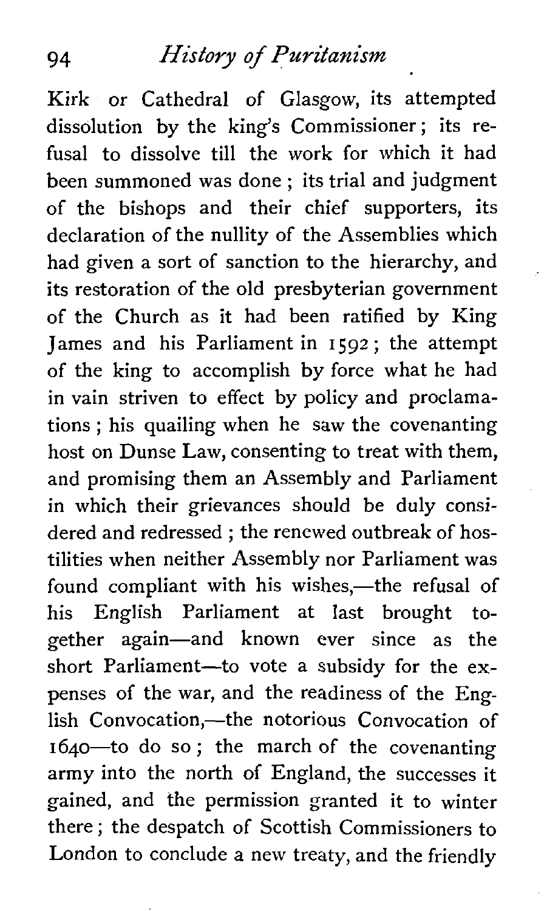Kirk or Cathedral of Glasgow, its attempted dissolution by the king's Commissioner; its refusal to dissolve till the work for which it had been summoned was done; its trial and judgment of the bishops and their chief supporters, its declaration of the nullity of the Assemblies which had given a sort of sanction to the hierarchy, and its restoration of the old presbyterian government of the Church as it had been ratified by King James and his Parliament in 1592; the attempt of the king to accomplish by force what he had in vain striven to effect by policy and proclamations; his quailing when he saw the covenanting host on Dunse Law, consenting to treat with them, and promising them an Assembly and Parliament in which their grievances should be duly considered and redressed; the renewed outbreak of hostilities when neither Assembly nor Parliament was found compliant with his wishes,—the refusal of his English Parliament at last brought together again—and known ever since as the short Parliament—to vote a subsidy for the expenses of the war, and the readiness of the English Convocation,—the notorious Convocation of 1640—to do so; the march of the covenanting army into the north of England, the successes it gained, and the permission granted it to winter there; the despatch of Scottish Commissioners to London to conclude a new treaty, and the friendly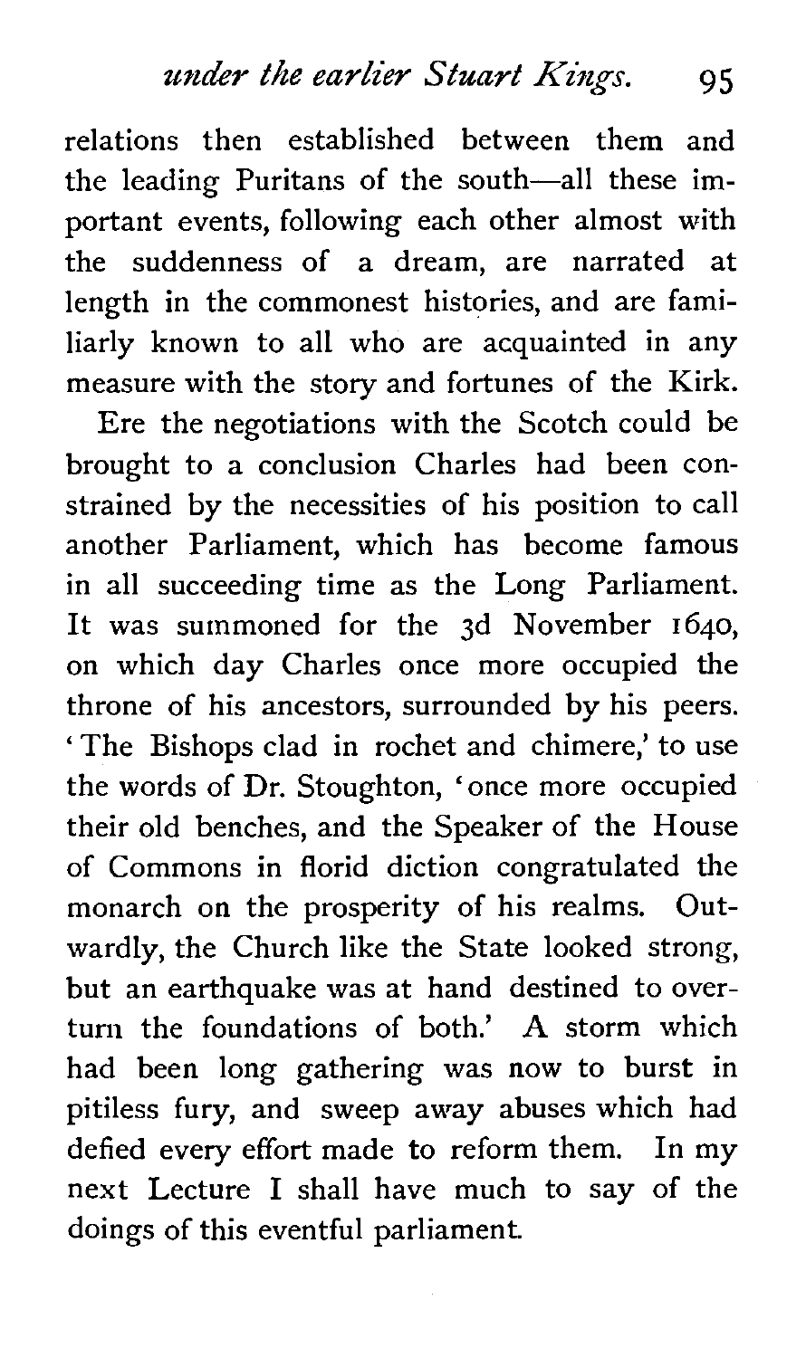relations then established between them and the leading Puritans of the south—all these important events, following each other almost with the suddenness of a dream, are narrated at length in the commonest histories, and are familiarly known to all who are acquainted in any measure with the story and fortunes of the Kirk.

Ere the negotiations with the Scotch could be brought to a conclusion Charles had been constrained by the necessities of his position to call another Parliament, which has become famous in all succeeding time as the Long Parliament. It was summoned for the 3d November 1640, on which day Charles once more occupied the throne of his ancestors, surrounded by his peers. 'The Bishops clad in rochet and chimere,' to use the words of Dr. Stoughton, 'once more occupied their old benches, and the Speaker of the House of Commons in florid diction congratulated the monarch on the prosperity of his realms. Outwardly, the Church like the State looked strong, but an earthquake was at hand destined to overturn the foundations of both.' A storm which had been long gathering was now to burst in pitiless fury, and sweep away abuses which had defied every effort made to reform them. In my next Lecture I shall have much to say of the doings of this eventful parliament.